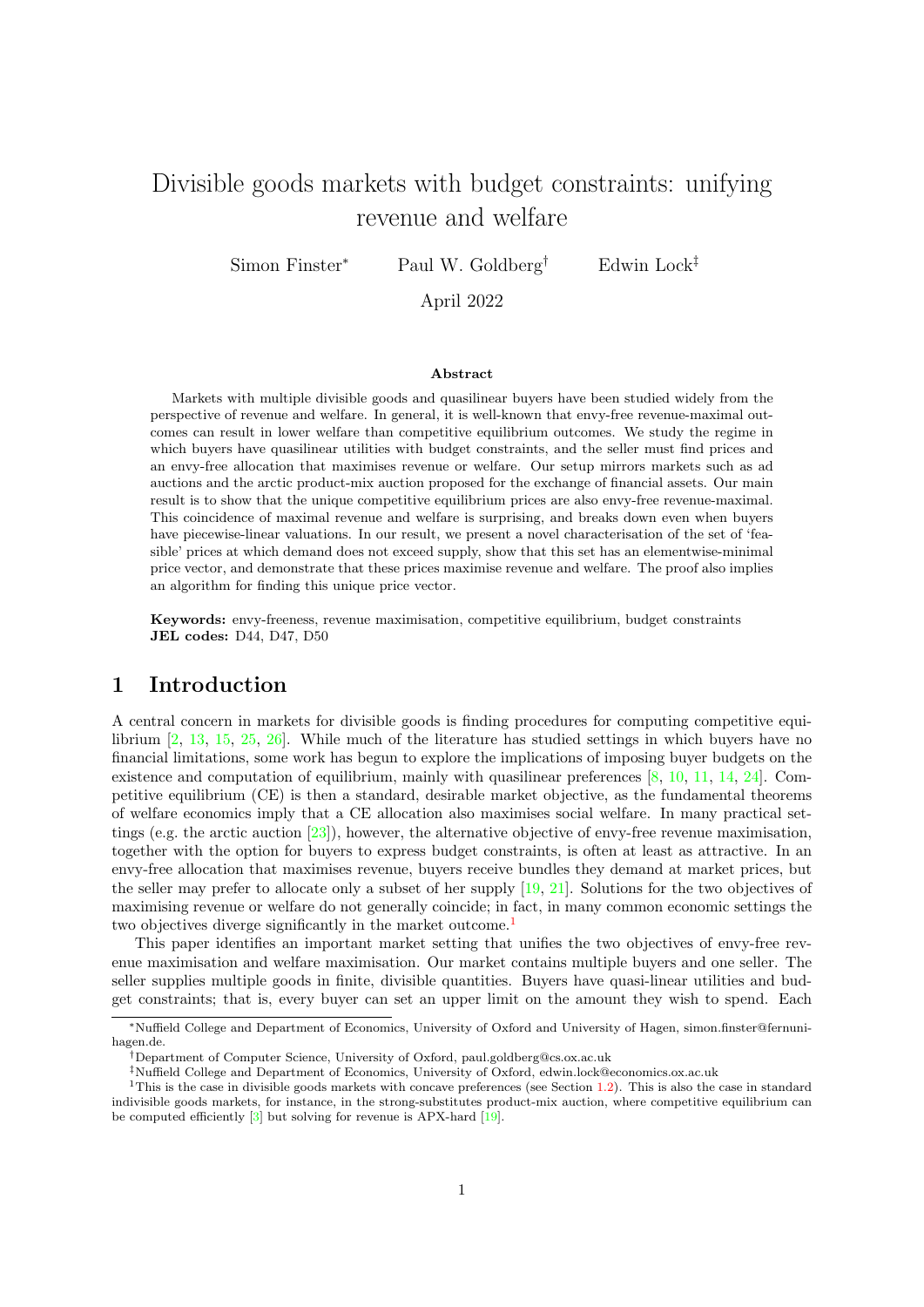# Divisible goods markets with budget constraints: unifying revenue and welfare

Simon Finster[*] Paul W. Goldberg[†] Edwin Lock[‡]

April 2022

### Abstract

Markets with multiple divisible goods and quasilinear buyers have been studied widely from the perspective of revenue and welfare. In general, it is well-known that envy-free revenue-maximal outcomes can result in lower welfare than competitive equilibrium outcomes. We study the regime in which buyers have quasilinear utilities with budget constraints, and the seller must find prices and an envy-free allocation that maximises revenue or welfare. Our setup mirrors markets such as ad auctions and the arctic product-mix auction proposed for the exchange of financial assets. Our main result is to show that the unique competitive equilibrium prices are also envy-free revenue-maximal. This coincidence of maximal revenue and welfare is surprising, and breaks down even when buyers have piecewise-linear valuations. In our result, we present a novel characterisation of the set of 'feasible' prices at which demand does not exceed supply, show that this set has an elementwise-minimal price vector, and demonstrate that these prices maximise revenue and welfare. The proof also implies an algorithm for finding this unique price vector.

**Keywords:** envy-freeness, revenue maximisation, competitive equilibrium, budget constraints
**JEL codes:** D44, D47, D50

## 1 Introduction

A central concern in markets for divisible goods is finding procedures for computing competitive equilibrium [2, 13, 15, 25, 26]. While much of the literature has studied settings in which buyers have no financial limitations, some work has begun to explore the implications of imposing buyer budgets on the existence and computation of equilibrium, mainly with quasilinear preferences [8, 10, 11, 14, 24]. Competitive equilibrium (CE) is then a standard, desirable market objective, as the fundamental theorems of welfare economics imply that a CE allocation also maximises social welfare. In many practical settings (e.g. the arctic auction [23]), however, the alternative objective of envy-free revenue maximisation, together with the option for buyers to express budget constraints, is often at least as attractive. In an envy-free allocation that maximises revenue, buyers receive bundles they demand at market prices, but the seller may prefer to allocate only a subset of her supply [19, 21]. Solutions for the two objectives of maximising revenue or welfare do not generally coincide; in fact, in many common economic settings the two objectives diverge significantly in the market outcome.[1]

This paper identifies an important market setting that unifies the two objectives of envy-free revenue maximisation and welfare maximisation. Our market contains multiple buyers and one seller. The seller supplies multiple goods in finite, divisible quantities. Buyers have quasi-linear utilities and budget constraints; that is, every buyer can set an upper limit on the amount they wish to spend. Each

---

[*] Nuffield College and Department of Economics, University of Oxford and University of Hagen, simon.finster@fernuni-hagen.de.

[†] Department of Computer Science, University of Oxford, paul.goldberg@cs.ox.ac.uk

[‡] Nuffield College and Department of Economics, University of Oxford, edwin.lock@economics.ox.ac.uk

[1] This is the case in divisible goods markets with concave preferences (see Section 1.2). This is also the case in standard indivisible goods markets, for instance, in the strong-substitutes product-mix auction, where competitive equilibrium can be computed efficiently [3] but solving for revenue is APX-hard [19].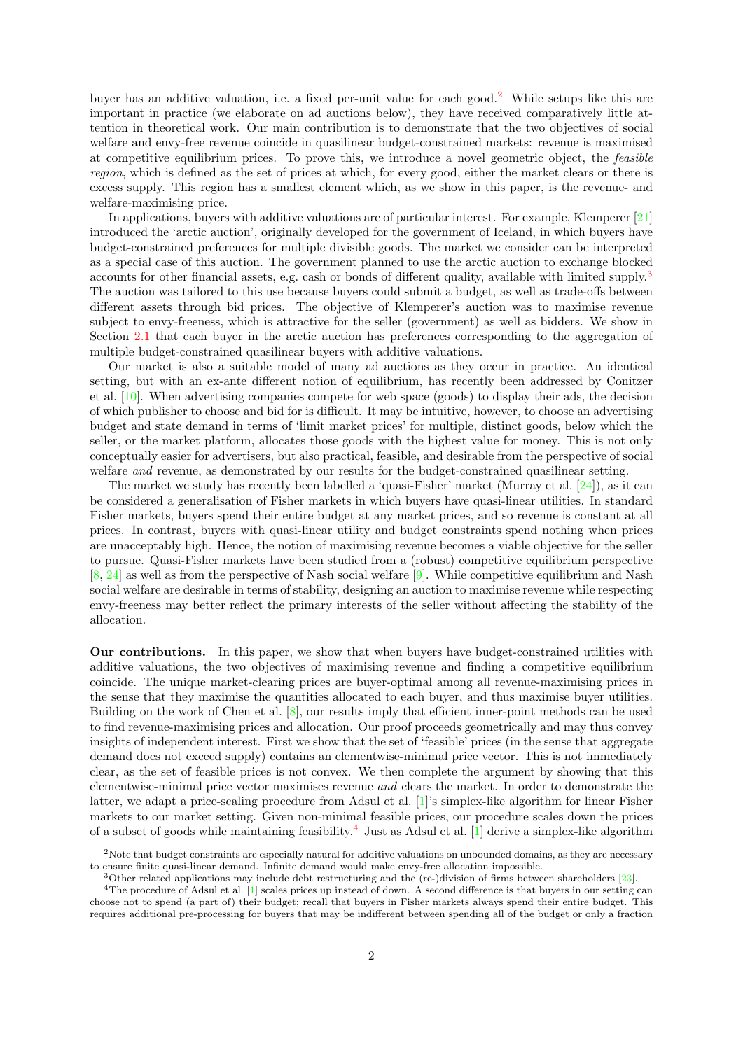buyer has an additive valuation, i.e. a fixed per-unit value for each good.[2] While setups like this are important in practice (we elaborate on ad auctions below), they have received comparatively little attention in theoretical work. Our main contribution is to demonstrate that the two objectives of social welfare and envy-free revenue coincide in quasilinear budget-constrained markets: revenue is maximised at competitive equilibrium prices. To prove this, we introduce a novel geometric object, the *feasible region*, which is defined as the set of prices at which, for every good, either the market clears or there is excess supply. This region has a smallest element which, as we show in this paper, is the revenue- and welfare-maximising price.

In applications, buyers with additive valuations are of particular interest. For example, Klemperer [21] introduced the 'arctic auction', originally developed for the government of Iceland, in which buyers have budget-constrained preferences for multiple divisible goods. The market we consider can be interpreted as a special case of this auction. The government planned to use the arctic auction to exchange blocked accounts for other financial assets, e.g. cash or bonds of different quality, available with limited supply.[3] The auction was tailored to this use because buyers could submit a budget, as well as trade-offs between different assets through bid prices. The objective of Klemperer's auction was to maximise revenue subject to envy-freeness, which is attractive for the seller (government) as well as bidders. We show in Section 2.1 that each buyer in the arctic auction has preferences corresponding to the aggregation of multiple budget-constrained quasilinear buyers with additive valuations.

Our market is also a suitable model of many ad auctions as they occur in practice. An identical setting, but with an ex-ante different notion of equilibrium, has recently been addressed by Conitzer et al. [10]. When advertising companies compete for web space (goods) to display their ads, the decision of which publisher to choose and bid for is difficult. It may be intuitive, however, to choose an advertising budget and state demand in terms of 'limit market prices' for multiple, distinct goods, below which the seller, or the market platform, allocates those goods with the highest value for money. This is not only conceptually easier for advertisers, but also practical, feasible, and desirable from the perspective of social welfare *and* revenue, as demonstrated by our results for the budget-constrained quasilinear setting.

The market we study has recently been labelled a 'quasi-Fisher' market (Murray et al. [24]), as it can be considered a generalisation of Fisher markets in which buyers have quasi-linear utilities. In standard Fisher markets, buyers spend their entire budget at any market prices, and so revenue is constant at all prices. In contrast, buyers with quasi-linear utility and budget constraints spend nothing when prices are unacceptably high. Hence, the notion of maximising revenue becomes a viable objective for the seller to pursue. Quasi-Fisher markets have been studied from a (robust) competitive equilibrium perspective [8, 24] as well as from the perspective of Nash social welfare [9]. While competitive equilibrium and Nash social welfare are desirable in terms of stability, designing an auction to maximise revenue while respecting envy-freeness may better reflect the primary interests of the seller without affecting the stability of the allocation.

**Our contributions.** In this paper, we show that when buyers have budget-constrained utilities with additive valuations, the two objectives of maximising revenue and finding a competitive equilibrium coincide. The unique market-clearing prices are buyer-optimal among all revenue-maximising prices in the sense that they maximise the quantities allocated to each buyer, and thus maximise buyer utilities. Building on the work of Chen et al. [8], our results imply that efficient inner-point methods can be used to find revenue-maximising prices and allocation. Our proof proceeds geometrically and may thus convey insights of independent interest. First we show that the set of 'feasible' prices (in the sense that aggregate demand does not exceed supply) contains an elementwise-minimal price vector. This is not immediately clear, as the set of feasible prices is not convex. We then complete the argument by showing that this elementwise-minimal price vector maximises revenue *and* clears the market. In order to demonstrate the latter, we adapt a price-scaling procedure from Adsul et al. [1]'s simplex-like algorithm for linear Fisher markets to our market setting. Given non-minimal feasible prices, our procedure scales down the prices of a subset of goods while maintaining feasibility.[4] Just as Adsul et al. [1] derive a simplex-like algorithm

[2] Note that budget constraints are especially natural for additive valuations on unbounded domains, as they are necessary to ensure finite quasi-linear demand. Infinite demand would make envy-free allocation impossible.

[3] Other related applications may include debt restructuring and the (re-)division of firms between shareholders [23].

[4] The procedure of Adsul et al. [1] scales prices up instead of down. A second difference is that buyers in our setting can choose not to spend (a part of) their budget; recall that buyers in Fisher markets always spend their entire budget. This requires additional pre-processing for buyers that may be indifferent between spending all of the budget or only a fraction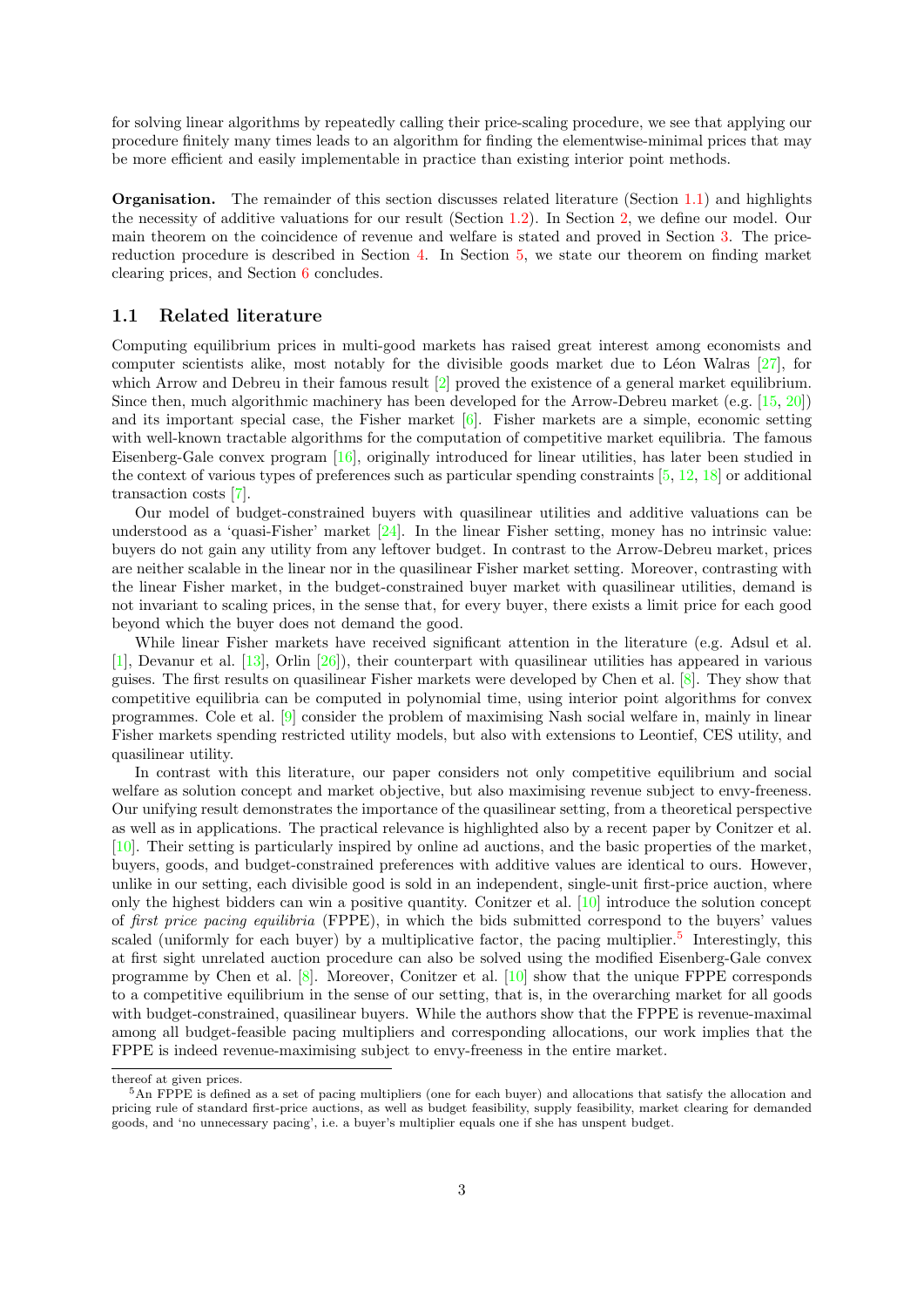for solving linear algorithms by repeatedly calling their price-scaling procedure, we see that applying our procedure finitely many times leads to an algorithm for finding the elementwise-minimal prices that may be more efficient and easily implementable in practice than existing interior point methods.

**Organisation.** The remainder of this section discusses related literature (Section 1.1) and highlights the necessity of additive valuations for our result (Section 1.2). In Section 2, we define our model. Our main theorem on the coincidence of revenue and welfare is stated and proved in Section 3. The price-reduction procedure is described in Section 4. In Section 5, we state our theorem on finding market clearing prices, and Section 6 concludes.

## 1.1 Related literature

Computing equilibrium prices in multi-good markets has raised great interest among economists and computer scientists alike, most notably for the divisible goods market due to Léon Walras [27], for which Arrow and Debreu in their famous result [2] proved the existence of a general market equilibrium. Since then, much algorithmic machinery has been developed for the Arrow-Debreu market (e.g. [15, 20]) and its important special case, the Fisher market [6]. Fisher markets are a simple, economic setting with well-known tractable algorithms for the computation of competitive market equilibria. The famous Eisenberg-Gale convex program [16], originally introduced for linear utilities, has later been studied in the context of various types of preferences such as particular spending constraints [5, 12, 18] or additional transaction costs [7].

Our model of budget-constrained buyers with quasilinear utilities and additive valuations can be understood as a 'quasi-Fisher' market [24]. In the linear Fisher setting, money has no intrinsic value: buyers do not gain any utility from any leftover budget. In contrast to the Arrow-Debreu market, prices are neither scalable in the linear nor in the quasilinear Fisher market setting. Moreover, contrasting with the linear Fisher market, in the budget-constrained buyer market with quasilinear utilities, demand is not invariant to scaling prices, in the sense that, for every buyer, there exists a limit price for each good beyond which the buyer does not demand the good.

While linear Fisher markets have received significant attention in the literature (e.g. Adsul et al. [1], Devanur et al. [13], Orlin [26]), their counterpart with quasilinear utilities has appeared in various guises. The first results on quasilinear Fisher markets were developed by Chen et al. [8]. They show that competitive equilibria can be computed in polynomial time, using interior point algorithms for convex programmes. Cole et al. [9] consider the problem of maximising Nash social welfare in, mainly in linear Fisher markets spending restricted utility models, but also with extensions to Leontief, CES utility, and quasilinear utility.

In contrast with this literature, our paper considers not only competitive equilibrium and social welfare as solution concept and market objective, but also maximising revenue subject to envy-freeness. Our unifying result demonstrates the importance of the quasilinear setting, from a theoretical perspective as well as in applications. The practical relevance is highlighted also by a recent paper by Conitzer et al. [10]. Their setting is particularly inspired by online ad auctions, and the basic properties of the market, buyers, goods, and budget-constrained preferences with additive values are identical to ours. However, unlike in our setting, each divisible good is sold in an independent, single-unit first-price auction, where only the highest bidders can win a positive quantity. Conitzer et al. [10] introduce the solution concept of *first price pacing equilibria* (FPPE), in which the bids submitted correspond to the buyers' values scaled (uniformly for each buyer) by a multiplicative factor, the pacing multiplier.[5] Interestingly, this at first sight unrelated auction procedure can also be solved using the modified Eisenberg-Gale convex programme by Chen et al. [8]. Moreover, Conitzer et al. [10] show that the unique FPPE corresponds to a competitive equilibrium in the sense of our setting, that is, in the overarching market for all goods with budget-constrained, quasilinear buyers. While the authors show that the FPPE is revenue-maximal among all budget-feasible pacing multipliers and corresponding allocations, our work implies that the FPPE is indeed revenue-maximising subject to envy-freeness in the entire market.

thereof at given prices.

[5]An FPPE is defined as a set of pacing multipliers (one for each buyer) and allocations that satisfy the allocation and pricing rule of standard first-price auctions, as well as budget feasibility, supply feasibility, market clearing for demanded goods, and 'no unnecessary pacing', i.e. a buyer's multiplier equals one if she has unspent budget.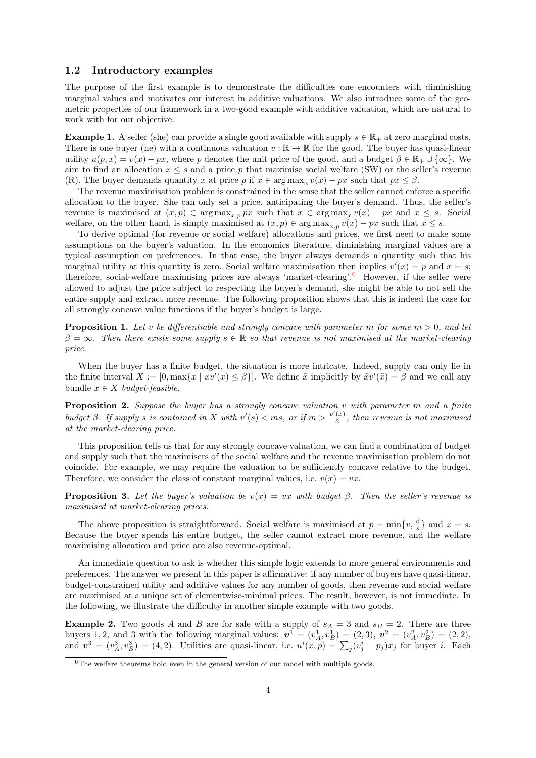### 1.2 Introductory examples

The purpose of the first example is to demonstrate the difficulties one encounters with diminishing marginal values and motivates our interest in additive valuations. We also introduce some of the geometric properties of our framework in a two-good example with additive valuation, which are natural to work with for our objective.

**Example 1.** A seller (she) can provide a single good available with supply $s \in \mathbb{R}_+$ at zero marginal costs. There is one buyer (he) with a continuous valuation $v : \mathbb{R} \to \mathbb{R}$ for the good. The buyer has quasi-linear utility $u(p, x) = v(x) - px$, where $p$ denotes the unit price of the good, and a budget $\beta \in \mathbb{R}_+ \cup \{\infty\}$. We aim to find an allocation $x \leq s$ and a price $p$ that maximise social welfare (SW) or the seller's revenue (R). The buyer demands quantity $x$ at price $p$ if $x \in \arg\max_x v(x) - px$ such that $px \leq \beta$.

The revenue maximisation problem is constrained in the sense that the seller cannot enforce a specific allocation to the buyer. She can only set a price, anticipating the buyer's demand. Thus, the seller's revenue is maximised at $(x, p) \in \arg\max_{x,p} px$ such that $x \in \arg\max_x v(x) - px$ and $x \leq s$. Social welfare, on the other hand, is simply maximised at $(x, p) \in \arg\max_{x,p} v(x) - px$ such that $x \leq s$.

To derive optimal (for revenue or social welfare) allocations and prices, we first need to make some assumptions on the buyer's valuation. In the economics literature, diminishing marginal values are a typical assumption on preferences. In that case, the buyer always demands a quantity such that his marginal utility at this quantity is zero. Social welfare maximisation then implies $v'(x) = p$ and $x = s$; therefore, social-welfare maximising prices are always 'market-clearing'.[6] However, if the seller were allowed to adjust the price subject to respecting the buyer's demand, she might be able to not sell the entire supply and extract more revenue. The following proposition shows that this is indeed the case for all strongly concave value functions if the buyer's budget is large.

**Proposition 1.** *Let $v$ be differentiable and strongly concave with parameter $m$ for some $m > 0$, and let $\beta = \infty$. Then there exists some supply $s \in \mathbb{R}$ so that revenue is not maximised at the market-clearing price.*

When the buyer has a finite budget, the situation is more intricate. Indeed, supply can only lie in the finite interval $X := [0, \max\{x \mid xv'(x) \leq \beta\}]$. We define $\tilde{x}$ implicitly by $\tilde{x}v'(\tilde{x}) = \beta$ and we call any bundle $x \in X$ *budget-feasible*.

**Proposition 2.** *Suppose the buyer has a strongly concave valuation $v$ with parameter $m$ and a finite budget $\beta$. If supply $s$ is contained in $X$ with $v'(s) < ms$, or if $m > \frac{v'(\tilde{x})}{\tilde{x}}$, then revenue is not maximised at the market-clearing price.*

This proposition tells us that for any strongly concave valuation, we can find a combination of budget and supply such that the maximisers of the social welfare and the revenue maximisation problem do not coincide. For example, we may require the valuation to be sufficiently concave relative to the budget. Therefore, we consider the class of constant marginal values, i.e. $v(x) = vx$.

**Proposition 3.** *Let the buyer's valuation be $v(x) = vx$ with budget $\beta$. Then the seller's revenue is maximised at market-clearing prices.*

The above proposition is straightforward. Social welfare is maximised at $p = \min\{v, \frac{\beta}{s}\}$ and $x = s$. Because the buyer spends his entire budget, the seller cannot extract more revenue, and the welfare maximising allocation and price are also revenue-optimal.

An immediate question to ask is whether this simple logic extends to more general environments and preferences. The answer we present in this paper is affirmative: if any number of buyers have quasi-linear, budget-constrained utility and additive values for any number of goods, then revenue and social welfare are maximised at a unique set of elementwise-minimal prices. The result, however, is not immediate. In the following, we illustrate the difficulty in another simple example with two goods.

**Example 2.** Two goods $A$ and $B$ are for sale with a supply of $s_A = 3$ and $s_B = 2$. There are three buyers 1, 2, and 3 with the following marginal values: $\boldsymbol{v}^1 = (v_A^1, v_B^1) = (2, 3)$, $\boldsymbol{v}^2 = (v_A^2, v_B^2) = (2, 2)$, and $\boldsymbol{v}^3 = (v_A^3, v_B^3) = (4, 2)$. Utilities are quasi-linear, i.e. $u^i(x, p) = \sum_j (v_j^i - p_j)x_j$ for buyer $i$. Each

[6] The welfare theorems hold even in the general version of our model with multiple goods.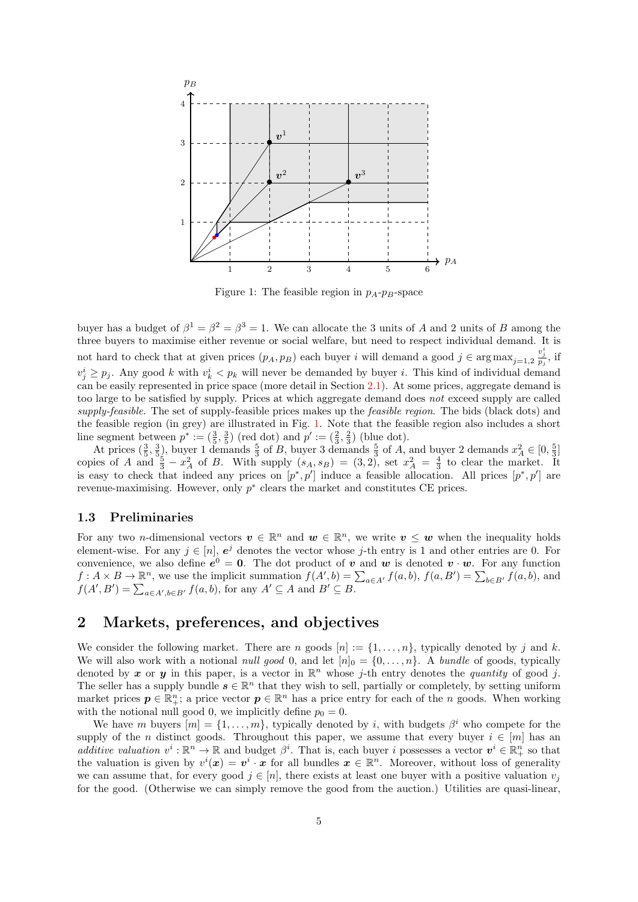Figure 1: The feasible region in $p_A$-$p_B$-space

buyer has a budget of $\beta^1 = \beta^2 = \beta^3 = 1$. We can allocate the 3 units of $A$ and 2 units of $B$ among the three buyers to maximise either revenue or social welfare, but need to respect individual demand. It is not hard to check that at given prices $(p_A, p_B)$ each buyer $i$ will demand a good $j \in \arg\max_{j=1,2} \frac{v_j^i}{p_j}$, if $v_j^i \geq p_j$. Any good $k$ with $v_k^i < p_k$ will never be demanded by buyer $i$. This kind of individual demand can be easily represented in price space (more detail in Section 2.1). At some prices, aggregate demand is too large to be satisfied by supply. Prices at which aggregate demand does *not* exceed supply are called *supply-feasible*. The set of supply-feasible prices makes up the *feasible region*. The bids (black dots) and the feasible region (in grey) are illustrated in Fig. 1. Note that the feasible region also includes a short line segment between $p^* := (\frac{3}{5}, \frac{3}{5})$ (red dot) and $p' := (\frac{2}{3}, \frac{2}{3})$ (blue dot).

At prices $(\frac{3}{5}, \frac{3}{5})$, buyer 1 demands $\frac{5}{3}$ of $B$, buyer 3 demands $\frac{5}{3}$ of $A$, and buyer 2 demands $x_A^2 \in [0, \frac{5}{3}]$ copies of $A$ and $\frac{5}{3} - x_A^2$ of $B$. With supply $(s_A, s_B) = (3, 2)$, set $x_A^2 = \frac{4}{3}$ to clear the market. It is easy to check that indeed any prices on $[p^*, p']$ induce a feasible allocation. All prices $[p^*, p']$ are revenue-maximising. However, only $p^*$ clears the market and constitutes CE prices.

### 1.3 Preliminaries

For any two $n$-dimensional vectors $\boldsymbol{v} \in \mathbb{R}^n$ and $\boldsymbol{w} \in \mathbb{R}^n$, we write $\boldsymbol{v} \leq \boldsymbol{w}$ when the inequality holds element-wise. For any $j \in [n]$, $\boldsymbol{e}^j$ denotes the vector whose $j$-th entry is 1 and other entries are 0. For convenience, we also define $\boldsymbol{e}^0 = \boldsymbol{0}$. The dot product of $\boldsymbol{v}$ and $\boldsymbol{w}$ is denoted $\boldsymbol{v} \cdot \boldsymbol{w}$. For any function $f : A \times B \to \mathbb{R}^n$, we use the implicit summation $f(A', b) = \sum_{a \in A'} f(a, b)$, $f(a, B') = \sum_{b \in B'} f(a, b)$, and $f(A', B') = \sum_{a \in A', b \in B'} f(a, b)$, for any $A' \subseteq A$ and $B' \subseteq B$.

## 2 Markets, preferences, and objectives

We consider the following market. There are $n$ goods $[n] := \{1, \ldots, n\}$, typically denoted by $j$ and $k$. We will also work with a notional *null good* 0, and let $[n]_0 = \{0, \ldots, n\}$. A *bundle* of goods, typically denoted by $\boldsymbol{x}$ or $\boldsymbol{y}$ in this paper, is a vector in $\mathbb{R}^n$ whose $j$-th entry denotes the *quantity* of good $j$. The seller has a supply bundle $\boldsymbol{s} \in \mathbb{R}^n$ that they wish to sell, partially or completely, by setting uniform market prices $\boldsymbol{p} \in \mathbb{R}^n_+$; a price vector $\boldsymbol{p} \in \mathbb{R}^n$ has a price entry for each of the $n$ goods. When working with the notional null good 0, we implicitly define $p_0 = 0$.

We have $m$ buyers $[m] = \{1, \ldots, m\}$, typically denoted by $i$, with budgets $\beta^i$ who compete for the supply of the $n$ distinct goods. Throughout this paper, we assume that every buyer $i \in [m]$ has an *additive valuation* $v^i : \mathbb{R}^n \to \mathbb{R}$ and budget $\beta^i$. That is, each buyer $i$ possesses a vector $\boldsymbol{v}^i \in \mathbb{R}^n_+$ so that the valuation is given by $v^i(\boldsymbol{x}) = \boldsymbol{v}^i \cdot \boldsymbol{x}$ for all bundles $\boldsymbol{x} \in \mathbb{R}^n$. Moreover, without loss of generality we can assume that, for every good $j \in [n]$, there exists at least one buyer with a positive valuation $v_j$ for the good. (Otherwise we can simply remove the good from the auction.) Utilities are quasi-linear,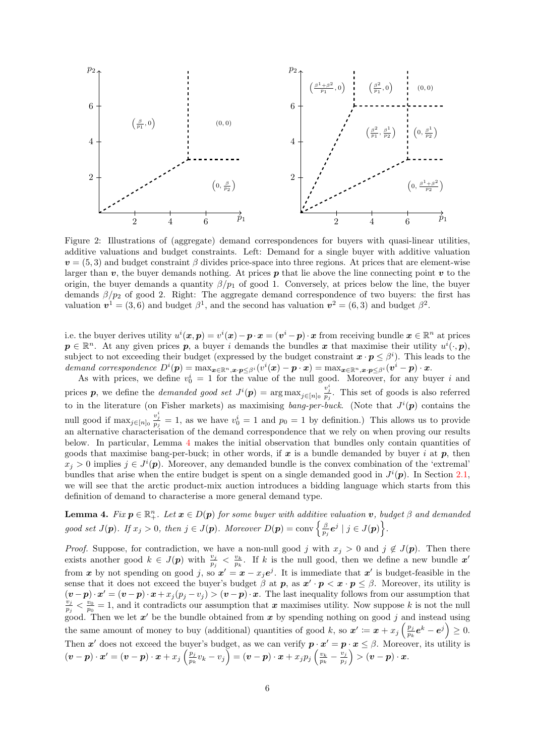Figure 2: Illustrations of (aggregate) demand correspondences for buyers with quasi-linear utilities, additive valuations and budget constraints. Left: Demand for a single buyer with additive valuation $\boldsymbol{v} = (5, 3)$ and budget constraint $\beta$ divides price-space into three regions. At prices that are element-wise larger than $\boldsymbol{v}$, the buyer demands nothing. At prices $\boldsymbol{p}$ that lie above the line connecting point $\boldsymbol{v}$ to the origin, the buyer demands a quantity $\beta/p_1$ of good 1. Conversely, at prices below the line, the buyer demands $\beta/p_2$ of good 2. Right: The aggregate demand correspondence of two buyers: the first has valuation $\boldsymbol{v}^1 = (3, 6)$ and budget $\beta^1$, and the second has valuation $\boldsymbol{v}^2 = (6, 3)$ and budget $\beta^2$.

i.e. the buyer derives utility $u^i(\boldsymbol{x}, \boldsymbol{p}) = v^i(\boldsymbol{x}) - \boldsymbol{p} \cdot \boldsymbol{x} = (\boldsymbol{v}^i - \boldsymbol{p}) \cdot \boldsymbol{x}$ from receiving bundle $\boldsymbol{x} \in \mathbb{R}^n$ at prices $\boldsymbol{p} \in \mathbb{R}^n$. At any given prices $\boldsymbol{p}$, a buyer $i$ demands the bundles $\boldsymbol{x}$ that maximise their utility $u^i(\cdot, \boldsymbol{p})$, subject to not exceeding their budget (expressed by the budget constraint $\boldsymbol{x} \cdot \boldsymbol{p} \leq \beta^i$). This leads to the *demand correspondence* $D^i(\boldsymbol{p}) = \max_{\boldsymbol{x} \in \mathbb{R}^n, \boldsymbol{x} \cdot \boldsymbol{p} \leq \beta^i}(v^i(\boldsymbol{x}) - \boldsymbol{p} \cdot \boldsymbol{x}) = \max_{\boldsymbol{x} \in \mathbb{R}^n, \boldsymbol{x} \cdot \boldsymbol{p} \leq \beta^i}(\boldsymbol{v}^i - \boldsymbol{p}) \cdot \boldsymbol{x}$.

As with prices, we define $v_0^i = 1$ for the value of the null good. Moreover, for any buyer $i$ and prices $\boldsymbol{p}$, we define the *demanded good set* $J^i(\boldsymbol{p}) = \arg\max_{j \in [n]_0} \frac{v_j^i}{p_j}$. This set of goods is also referred to in the literature (on Fisher markets) as maximising *bang-per-buck*. (Note that $J^i(\boldsymbol{p})$ contains the null good if $\max_{j \in [n]_0} \frac{v_j^i}{p_j} = 1$, as we have $v_0^i = 1$ and $p_0 = 1$ by definition.) This allows us to provide an alternative characterisation of the demand correspondence that we rely on when proving our results below. In particular, Lemma 4 makes the initial observation that bundles only contain quantities of goods that maximise bang-per-buck; in other words, if $\boldsymbol{x}$ is a bundle demanded by buyer $i$ at $\boldsymbol{p}$, then $x_j > 0$ implies $j \in J^i(\boldsymbol{p})$. Moreover, any demanded bundle is the convex combination of the 'extremal' bundles that arise when the entire budget is spent on a single demanded good in $J^i(\boldsymbol{p})$. In Section 2.1, we will see that the arctic product-mix auction introduces a bidding language which starts from this definition of demand to characterise a more general demand type.

**Lemma 4.** *Fix $\boldsymbol{p} \in \mathbb{R}_+^n$. Let $\boldsymbol{x} \in D(\boldsymbol{p})$ for some buyer with additive valuation $\boldsymbol{v}$, budget $\beta$ and demanded good set $J(\boldsymbol{p})$. If $x_j > 0$, then $j \in J(\boldsymbol{p})$. Moreover $D(\boldsymbol{p}) = \operatorname{conv}\left\{\frac{\beta}{p_j}\boldsymbol{e}^j \mid j \in J(\boldsymbol{p})\right\}$.*

*Proof.* Suppose, for contradiction, we have a non-null good $j$ with $x_j > 0$ and $j \notin J(\boldsymbol{p})$. Then there exists another good $k \in J(\boldsymbol{p})$ with $\frac{v_j}{p_j} < \frac{v_k}{p_k}$. If $k$ is the null good, then we define a new bundle $\boldsymbol{x}'$ from $\boldsymbol{x}$ by not spending on good $j$, so $\boldsymbol{x}' = \boldsymbol{x} - x_j \boldsymbol{e}^j$. It is immediate that $\boldsymbol{x}'$ is budget-feasible in the sense that it does not exceed the buyer's budget $\beta$ at $\boldsymbol{p}$, as $\boldsymbol{x}' \cdot \boldsymbol{p} < \boldsymbol{x} \cdot \boldsymbol{p} \leq \beta$. Moreover, its utility is $(\boldsymbol{v} - \boldsymbol{p}) \cdot \boldsymbol{x}' = (\boldsymbol{v} - \boldsymbol{p}) \cdot \boldsymbol{x} + x_j(p_j - v_j) > (\boldsymbol{v} - \boldsymbol{p}) \cdot \boldsymbol{x}$. The last inequality follows from our assumption that $\frac{v_j}{p_j} < \frac{v_0}{p_0} = 1$, and it contradicts our assumption that $\boldsymbol{x}$ maximises utility. Now suppose $k$ is not the null good. Then we let $\boldsymbol{x}'$ be the bundle obtained from $\boldsymbol{x}$ by spending nothing on good $j$ and instead using the same amount of money to buy (additional) quantities of good $k$, so $\boldsymbol{x}' := \boldsymbol{x} + x_j\left(\frac{p_j}{p_k}\boldsymbol{e}^k - \boldsymbol{e}^j\right) \geq 0$. Then $\boldsymbol{x}'$ does not exceed the buyer's budget, as we can verify $\boldsymbol{p} \cdot \boldsymbol{x}' = \boldsymbol{p} \cdot \boldsymbol{x} \leq \beta$. Moreover, its utility is $(\boldsymbol{v} - \boldsymbol{p}) \cdot \boldsymbol{x}' = (\boldsymbol{v} - \boldsymbol{p}) \cdot \boldsymbol{x} + x_j\left(\frac{p_j}{p_k}v_k - v_j\right) = (\boldsymbol{v} - \boldsymbol{p}) \cdot \boldsymbol{x} + x_j p_j\left(\frac{v_k}{p_k} - \frac{v_j}{p_j}\right) > (\boldsymbol{v} - \boldsymbol{p}) \cdot \boldsymbol{x}$.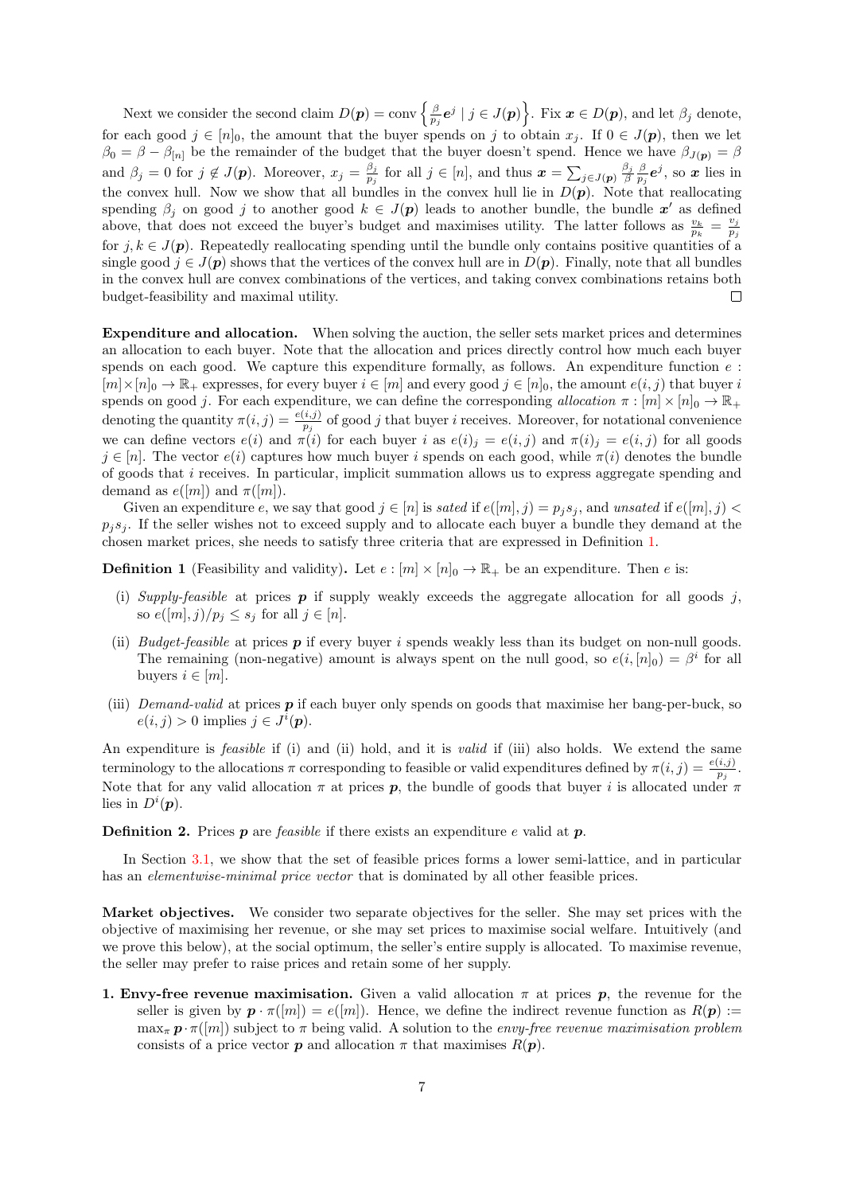Next we consider the second claim $D(\boldsymbol{p}) = \text{conv}\left\{\frac{\beta}{p_j}\boldsymbol{e}^j \mid j \in J(\boldsymbol{p})\right\}$. Fix $\boldsymbol{x} \in D(\boldsymbol{p})$, and let $\beta_j$ denote, for each good $j \in [n]_0$, the amount that the buyer spends on $j$ to obtain $x_j$. If $0 \in J(\boldsymbol{p})$, then we let $\beta_0 = \beta - \beta_{[n]}$ be the remainder of the budget that the buyer doesn't spend. Hence we have $\beta_{J(\boldsymbol{p})} = \beta$ and $\beta_j = 0$ for $j \notin J(\boldsymbol{p})$. Moreover, $x_j = \frac{\beta_j}{p_j}$ for all $j \in [n]$, and thus $\boldsymbol{x} = \sum_{j \in J(\boldsymbol{p})} \frac{\beta_j}{\beta} \frac{\beta}{p_j} \boldsymbol{e}^j$, so $\boldsymbol{x}$ lies in the convex hull. Now we show that all bundles in the convex hull lie in $D(\boldsymbol{p})$. Note that reallocating spending $\beta_j$ on good $j$ to another good $k \in J(\boldsymbol{p})$ leads to another bundle, the bundle $\boldsymbol{x}'$ as defined above, that does not exceed the buyer's budget and maximises utility. The latter follows as $\frac{v_k}{p_k} = \frac{v_j}{p_j}$ for $j, k \in J(\boldsymbol{p})$. Repeatedly reallocating spending until the bundle only contains positive quantities of a single good $j \in J(\boldsymbol{p})$ shows that the vertices of the convex hull are in $D(\boldsymbol{p})$. Finally, note that all bundles in the convex hull are convex combinations of the vertices, and taking convex combinations retains both budget-feasibility and maximal utility. □

**Expenditure and allocation.** When solving the auction, the seller sets market prices and determines an allocation to each buyer. Note that the allocation and prices directly control how much each buyer spends on each good. We capture this expenditure formally, as follows. An expenditure function $e : [m] \times [n]_0 \to \mathbb{R}_+$ expresses, for every buyer $i \in [m]$ and every good $j \in [n]_0$, the amount $e(i, j)$ that buyer $i$ spends on good $j$. For each expenditure, we can define the corresponding *allocation* $\pi : [m] \times [n]_0 \to \mathbb{R}_+$ denoting the quantity $\pi(i, j) = \frac{e(i,j)}{p_j}$ of good $j$ that buyer $i$ receives. Moreover, for notational convenience we can define vectors $e(i)$ and $\pi(i)$ for each buyer $i$ as $e(i)_j = e(i, j)$ and $\pi(i)_j = e(i, j)$ for all goods $j \in [n]$. The vector $e(i)$ captures how much buyer $i$ spends on each good, while $\pi(i)$ denotes the bundle of goods that $i$ receives. In particular, implicit summation allows us to express aggregate spending and demand as $e([m])$ and $\pi([m])$.

Given an expenditure $e$, we say that good $j \in [n]$ is *sated* if $e([m], j) = p_j s_j$, and *unsated* if $e([m], j) < p_j s_j$. If the seller wishes not to exceed supply and to allocate each buyer a bundle they demand at the chosen market prices, she needs to satisfy three criteria that are expressed in Definition 1.

**Definition 1** (Feasibility and validity)**.** Let $e : [m] \times [n]_0 \to \mathbb{R}_+$ be an expenditure. Then $e$ is:

(i) *Supply-feasible* at prices $\boldsymbol{p}$ if supply weakly exceeds the aggregate allocation for all goods $j$, so $e([m], j)/p_j \leq s_j$ for all $j \in [n]$.

(ii) *Budget-feasible* at prices $\boldsymbol{p}$ if every buyer $i$ spends weakly less than its budget on non-null goods. The remaining (non-negative) amount is always spent on the null good, so $e(i, [n]_0) = \beta^i$ for all buyers $i \in [m]$.

(iii) *Demand-valid* at prices $\boldsymbol{p}$ if each buyer only spends on goods that maximise her bang-per-buck, so $e(i, j) > 0$ implies $j \in J^i(\boldsymbol{p})$.

An expenditure is *feasible* if (i) and (ii) hold, and it is *valid* if (iii) also holds. We extend the same terminology to the allocations $\pi$ corresponding to feasible or valid expenditures defined by $\pi(i, j) = \frac{e(i,j)}{p_j}$. Note that for any valid allocation $\pi$ at prices $\boldsymbol{p}$, the bundle of goods that buyer $i$ is allocated under $\pi$ lies in $D^i(\boldsymbol{p})$.

**Definition 2.** Prices $\boldsymbol{p}$ are *feasible* if there exists an expenditure $e$ valid at $\boldsymbol{p}$.

In Section 3.1, we show that the set of feasible prices forms a lower semi-lattice, and in particular has an *elementwise-minimal price vector* that is dominated by all other feasible prices.

**Market objectives.** We consider two separate objectives for the seller. She may set prices with the objective of maximising her revenue, or she may set prices to maximise social welfare. Intuitively (and we prove this below), at the social optimum, the seller's entire supply is allocated. To maximise revenue, the seller may prefer to raise prices and retain some of her supply.

1. **Envy-free revenue maximisation.** Given a valid allocation $\pi$ at prices $\boldsymbol{p}$, the revenue for the seller is given by $\boldsymbol{p} \cdot \pi([m]) = e([m])$. Hence, we define the indirect revenue function as $R(\boldsymbol{p}) := \max_\pi \boldsymbol{p} \cdot \pi([m])$ subject to $\pi$ being valid. A solution to the *envy-free revenue maximisation problem* consists of a price vector $\boldsymbol{p}$ and allocation $\pi$ that maximises $R(\boldsymbol{p})$.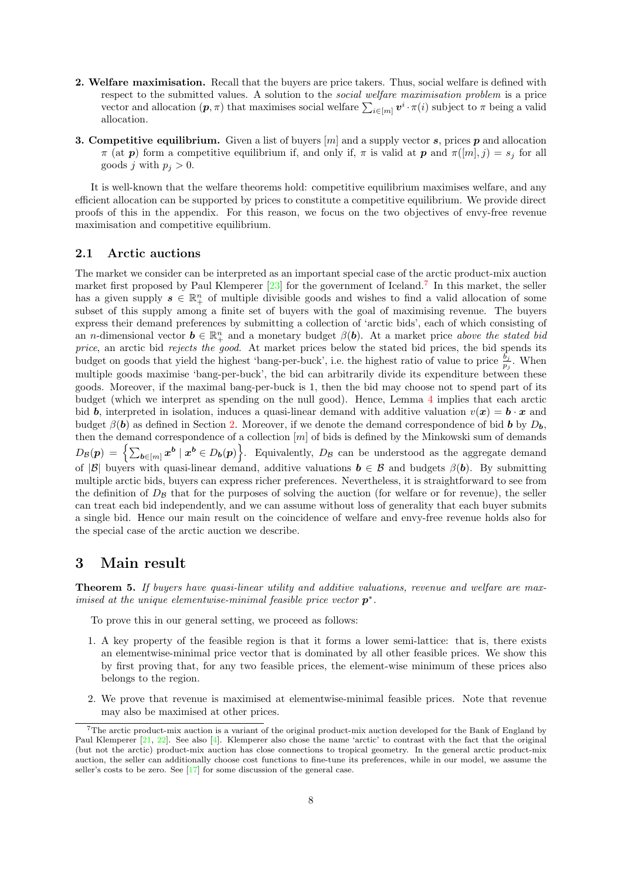**2. Welfare maximisation.** Recall that the buyers are price takers. Thus, social welfare is defined with respect to the submitted values. A solution to the *social welfare maximisation problem* is a price vector and allocation $(\boldsymbol{p}, \pi)$ that maximises social welfare $\sum_{i \in [m]} \boldsymbol{v}^i \cdot \pi(i)$ subject to $\pi$ being a valid allocation.

**3. Competitive equilibrium.** Given a list of buyers $[m]$ and a supply vector $\boldsymbol{s}$, prices $\boldsymbol{p}$ and allocation $\pi$ (at $\boldsymbol{p}$) form a competitive equilibrium if, and only if, $\pi$ is valid at $\boldsymbol{p}$ and $\pi([m], j) = s_j$ for all goods $j$ with $p_j > 0$.

It is well-known that the welfare theorems hold: competitive equilibrium maximises welfare, and any efficient allocation can be supported by prices to constitute a competitive equilibrium. We provide direct proofs of this in the appendix. For this reason, we focus on the two objectives of envy-free revenue maximisation and competitive equilibrium.

## 2.1 Arctic auctions

The market we consider can be interpreted as an important special case of the arctic product-mix auction market first proposed by Paul Klemperer [23] for the government of Iceland.[7] In this market, the seller has a given supply $\boldsymbol{s} \in \mathbb{R}^n_+$ of multiple divisible goods and wishes to find a valid allocation of some subset of this supply among a finite set of buyers with the goal of maximising revenue. The buyers express their demand preferences by submitting a collection of 'arctic bids', each of which consisting of an $n$-dimensional vector $\boldsymbol{b} \in \mathbb{R}^n_+$ and a monetary budget $\beta(\boldsymbol{b})$. At a market price *above the stated bid price*, an arctic bid *rejects the good*. At market prices below the stated bid prices, the bid spends its budget on goods that yield the highest 'bang-per-buck', i.e. the highest ratio of value to price $\frac{b_j}{p_j}$. When multiple goods maximise 'bang-per-buck', the bid can arbitrarily divide its expenditure between these goods. Moreover, if the maximal bang-per-buck is 1, then the bid may choose not to spend part of its budget (which we interpret as spending on the null good). Hence, Lemma 4 implies that each arctic bid $\boldsymbol{b}$, interpreted in isolation, induces a quasi-linear demand with additive valuation $v(\boldsymbol{x}) = \boldsymbol{b} \cdot \boldsymbol{x}$ and budget $\beta(\boldsymbol{b})$ as defined in Section 2. Moreover, if we denote the demand correspondence of bid $\boldsymbol{b}$ by $D_{\boldsymbol{b}}$, then the demand correspondence of a collection $[m]$ of bids is defined by the Minkowski sum of demands $D_{\mathcal{B}}(\boldsymbol{p}) = \left\{ \sum_{\boldsymbol{b} \in [m]} \boldsymbol{x}^{\boldsymbol{b}} \mid \boldsymbol{x}^{\boldsymbol{b}} \in D_{\boldsymbol{b}}(\boldsymbol{p}) \right\}$. Equivalently, $D_{\mathcal{B}}$ can be understood as the aggregate demand of $|\mathcal{B}|$ buyers with quasi-linear demand, additive valuations $\boldsymbol{b} \in \mathcal{B}$ and budgets $\beta(\boldsymbol{b})$. By submitting multiple arctic bids, buyers can express richer preferences. Nevertheless, it is straightforward to see from the definition of $D_{\mathcal{B}}$ that for the purposes of solving the auction (for welfare or for revenue), the seller can treat each bid independently, and we can assume without loss of generality that each buyer submits a single bid. Hence our main result on the coincidence of welfare and envy-free revenue holds also for the special case of the arctic auction we describe.

# 3 Main result

**Theorem 5.** *If buyers have quasi-linear utility and additive valuations, revenue and welfare are maximised at the unique elementwise-minimal feasible price vector* $\boldsymbol{p}^*$.

To prove this in our general setting, we proceed as follows:

1. A key property of the feasible region is that it forms a lower semi-lattice: that is, there exists an elementwise-minimal price vector that is dominated by all other feasible prices. We show this by first proving that, for any two feasible prices, the element-wise minimum of these prices also belongs to the region.

2. We prove that revenue is maximised at elementwise-minimal feasible prices. Note that revenue may also be maximised at other prices.

[7] The arctic product-mix auction is a variant of the original product-mix auction developed for the Bank of England by Paul Klemperer [21, 22]. See also [4]. Klemperer also chose the name 'arctic' to contrast with the fact that the original (but not the arctic) product-mix auction has close connections to tropical geometry. In the general arctic product-mix auction, the seller can additionally choose cost functions to fine-tune its preferences, while in our model, we assume the seller's costs to be zero. See [17] for some discussion of the general case.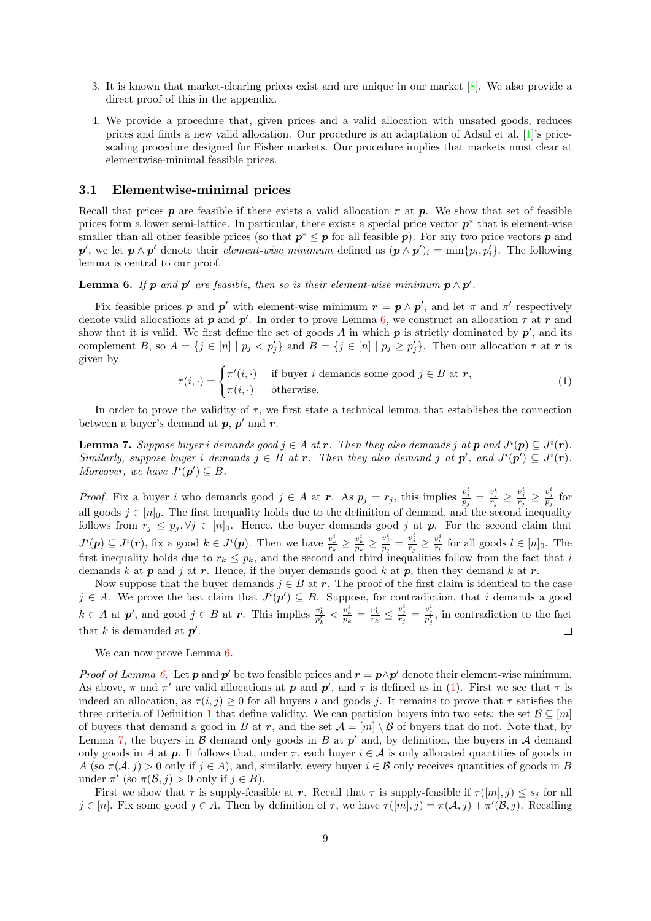3. It is known that market-clearing prices exist and are unique in our market [8]. We also provide a direct proof of this in the appendix.

4. We provide a procedure that, given prices and a valid allocation with unsated goods, reduces prices and finds a new valid allocation. Our procedure is an adaptation of Adsul et al. [1]'s price-scaling procedure designed for Fisher markets. Our procedure implies that markets must clear at elementwise-minimal feasible prices.

## 3.1 Elementwise-minimal prices

Recall that prices $\boldsymbol{p}$ are feasible if there exists a valid allocation $\pi$ at $\boldsymbol{p}$. We show that set of feasible prices form a lower semi-lattice. In particular, there exists a special price vector $\boldsymbol{p}^*$ that is element-wise smaller than all other feasible prices (so that $\boldsymbol{p}^* \leq \boldsymbol{p}$ for all feasible $\boldsymbol{p}$). For any two price vectors $\boldsymbol{p}$ and $\boldsymbol{p}'$, we let $\boldsymbol{p} \wedge \boldsymbol{p}'$ denote their *element-wise minimum* defined as $(\boldsymbol{p} \wedge \boldsymbol{p}')_i = \min\{p_i, p'_i\}$. The following lemma is central to our proof.

**Lemma 6.** *If $\boldsymbol{p}$ and $\boldsymbol{p}'$ are feasible, then so is their element-wise minimum $\boldsymbol{p} \wedge \boldsymbol{p}'$.*

Fix feasible prices $\boldsymbol{p}$ and $\boldsymbol{p}'$ with element-wise minimum $\boldsymbol{r} = \boldsymbol{p} \wedge \boldsymbol{p}'$, and let $\pi$ and $\pi'$ respectively denote valid allocations at $\boldsymbol{p}$ and $\boldsymbol{p}'$. In order to prove Lemma 6, we construct an allocation $\tau$ at $\boldsymbol{r}$ and show that it is valid. We first define the set of goods $A$ in which $\boldsymbol{p}$ is strictly dominated by $\boldsymbol{p}'$, and its complement $B$, so $A = \{j \in [n] \mid p_j < p'_j\}$ and $B = \{j \in [n] \mid p_j \geq p'_j\}$. Then our allocation $\tau$ at $\boldsymbol{r}$ is given by

$$\tau(i, \cdot) = \begin{cases} \pi'(i, \cdot) & \text{if buyer } i \text{ demands some good } j \in B \text{ at } \boldsymbol{r}, \\ \pi(i, \cdot) & \text{otherwise.} \end{cases} \tag{1}$$

In order to prove the validity of $\tau$, we first state a technical lemma that establishes the connection between a buyer's demand at $\boldsymbol{p}$, $\boldsymbol{p}'$ and $\boldsymbol{r}$.

**Lemma 7.** *Suppose buyer $i$ demands good $j \in A$ at $\boldsymbol{r}$. Then they also demands $j$ at $\boldsymbol{p}$ and $J^i(\boldsymbol{p}) \subseteq J^i(\boldsymbol{r})$. Similarly, suppose buyer $i$ demands $j \in B$ at $\boldsymbol{r}$. Then they also demand $j$ at $\boldsymbol{p}'$, and $J^i(\boldsymbol{p}') \subseteq J^i(\boldsymbol{r})$. Moreover, we have $J^i(\boldsymbol{p}') \subseteq B$.*

*Proof.* Fix a buyer $i$ who demands good $j \in A$ at $\boldsymbol{r}$. As $p_j = r_j$, this implies $\frac{v^i_j}{p_j} = \frac{v^i_j}{r_j} \geq \frac{v^i_j}{r_j} \geq \frac{v^i_j}{p_j}$ for all goods $j \in [n]_0$. The first inequality holds due to the definition of demand, and the second inequality follows from $r_j \leq p_j, \forall j \in [n]_0$. Hence, the buyer demands good $j$ at $\boldsymbol{p}$. For the second claim that $J^i(\boldsymbol{p}) \subseteq J^i(\boldsymbol{r})$, fix a good $k \in J^i(\boldsymbol{p})$. Then we have $\frac{v^i_k}{r_k} \geq \frac{v^i_k}{p_k} \geq \frac{v^i_j}{p_j} = \frac{v^i_j}{r_j} \geq \frac{v^i_l}{r_l}$ for all goods $l \in [n]_0$. The first inequality holds due to $r_k \leq p_k$, and the second and third inequalities follow from the fact that $i$ demands $k$ at $\boldsymbol{p}$ and $j$ at $\boldsymbol{r}$. Hence, if the buyer demands good $k$ at $\boldsymbol{p}$, then they demand $k$ at $\boldsymbol{r}$.

Now suppose that the buyer demands $j \in B$ at $\boldsymbol{r}$. The proof of the first claim is identical to the case $j \in A$. We prove the last claim that $J^i(\boldsymbol{p}') \subseteq B$. Suppose, for contradiction, that $i$ demands a good $k \in A$ at $\boldsymbol{p}'$, and good $j \in B$ at $\boldsymbol{r}$. This implies $\frac{v^i_k}{p'_k} < \frac{v^i_k}{p_k} = \frac{v^i_k}{r_k} \leq \frac{v^i_j}{r_j} = \frac{v^i_j}{p'_j}$, in contradiction to the fact that $k$ is demanded at $\boldsymbol{p}'$. $\square$

We can now prove Lemma 6.

*Proof of Lemma 6.* Let $\boldsymbol{p}$ and $\boldsymbol{p}'$ be two feasible prices and $\boldsymbol{r} = \boldsymbol{p} \wedge \boldsymbol{p}'$ denote their element-wise minimum. As above, $\pi$ and $\pi'$ are valid allocations at $\boldsymbol{p}$ and $\boldsymbol{p}'$, and $\tau$ is defined as in (1). First we see that $\tau$ is indeed an allocation, as $\tau(i, j) \geq 0$ for all buyers $i$ and goods $j$. It remains to prove that $\tau$ satisfies the three criteria of Definition 1 that define validity. We can partition buyers into two sets: the set $\mathcal{B} \subseteq [m]$ of buyers that demand a good in $B$ at $\boldsymbol{r}$, and the set $\mathcal{A} = [m] \setminus \mathcal{B}$ of buyers that do not. Note that, by Lemma 7, the buyers in $\mathcal{B}$ demand only goods in $B$ at $\boldsymbol{p}'$ and, by definition, the buyers in $\mathcal{A}$ demand only goods in $A$ at $\boldsymbol{p}$. It follows that, under $\pi$, each buyer $i \in \mathcal{A}$ is only allocated quantities of goods in $A$ (so $\pi(\mathcal{A}, j) > 0$ only if $j \in A$), and, similarly, every buyer $i \in \mathcal{B}$ only receives quantities of goods in $B$ under $\pi'$ (so $\pi(\mathcal{B}, j) > 0$ only if $j \in B$).

First we show that $\tau$ is supply-feasible at $\boldsymbol{r}$. Recall that $\tau$ is supply-feasible if $\tau([m], j) \leq s_j$ for all $j \in [n]$. Fix some good $j \in A$. Then by definition of $\tau$, we have $\tau([m], j) = \pi(\mathcal{A}, j) + \pi'(\mathcal{B}, j)$. Recalling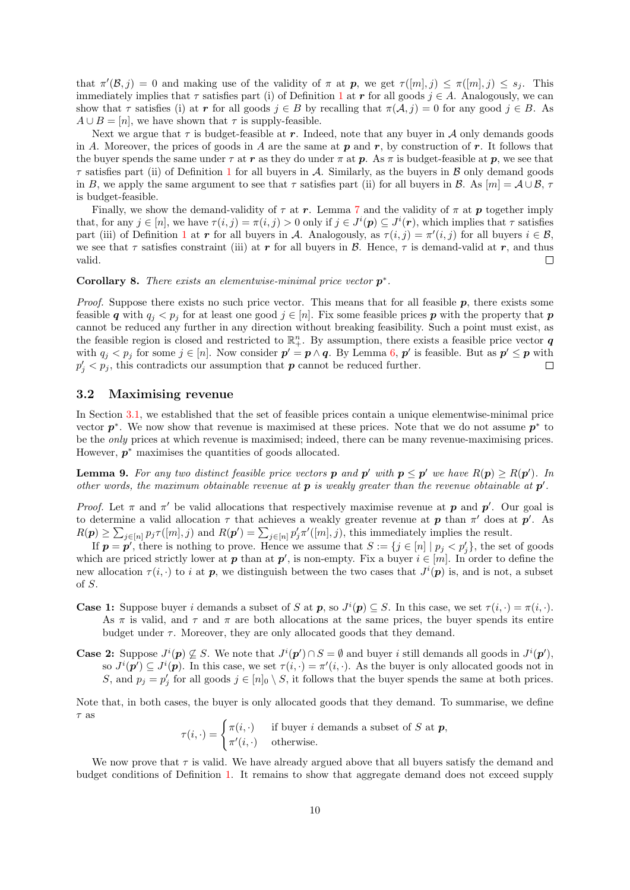that $\pi'(\mathcal{B}, j) = 0$ and making use of the validity of $\pi$ at $\boldsymbol{p}$, we get $\tau([m], j) \leq \pi([m], j) \leq s_j$. This immediately implies that $\tau$ satisfies part (i) of Definition 1 at $\boldsymbol{r}$ for all goods $j \in A$. Analogously, we can show that $\tau$ satisfies (i) at $\boldsymbol{r}$ for all goods $j \in B$ by recalling that $\pi(\mathcal{A}, j) = 0$ for any good $j \in B$. As $A \cup B = [n]$, we have shown that $\tau$ is supply-feasible.

Next we argue that $\tau$ is budget-feasible at $\boldsymbol{r}$. Indeed, note that any buyer in $\mathcal{A}$ only demands goods in $A$. Moreover, the prices of goods in $A$ are the same at $\boldsymbol{p}$ and $\boldsymbol{r}$, by construction of $\boldsymbol{r}$. It follows that the buyer spends the same under $\tau$ at $\boldsymbol{r}$ as they do under $\pi$ at $\boldsymbol{p}$. As $\pi$ is budget-feasible at $\boldsymbol{p}$, we see that $\tau$ satisfies part (ii) of Definition 1 for all buyers in $\mathcal{A}$. Similarly, as the buyers in $\mathcal{B}$ only demand goods in $B$, we apply the same argument to see that $\tau$ satisfies part (ii) for all buyers in $\mathcal{B}$. As $[m] = \mathcal{A} \cup \mathcal{B}$, $\tau$ is budget-feasible.

Finally, we show the demand-validity of $\tau$ at $\boldsymbol{r}$. Lemma 7 and the validity of $\pi$ at $\boldsymbol{p}$ together imply that, for any $j \in [n]$, we have $\tau(i, j) = \pi(i, j) > 0$ only if $j \in J^i(\boldsymbol{p}) \subseteq J^i(\boldsymbol{r})$, which implies that $\tau$ satisfies part (iii) of Definition 1 at $\boldsymbol{r}$ for all buyers in $\mathcal{A}$. Analogously, as $\tau(i, j) = \pi'(i, j)$ for all buyers $i \in \mathcal{B}$, we see that $\tau$ satisfies constraint (iii) at $\boldsymbol{r}$ for all buyers in $\mathcal{B}$. Hence, $\tau$ is demand-valid at $\boldsymbol{r}$, and thus valid. ◻

**Corollary 8.** *There exists an elementwise-minimal price vector $\boldsymbol{p}^*$.*

*Proof.* Suppose there exists no such price vector. This means that for all feasible $\boldsymbol{p}$, there exists some feasible $\boldsymbol{q}$ with $q_j < p_j$ for at least one good $j \in [n]$. Fix some feasible prices $\boldsymbol{p}$ with the property that $\boldsymbol{p}$ cannot be reduced any further in any direction without breaking feasibility. Such a point must exist, as the feasible region is closed and restricted to $\mathbb{R}^n_+$. By assumption, there exists a feasible price vector $\boldsymbol{q}$ with $q_j < p_j$ for some $j \in [n]$. Now consider $\boldsymbol{p}' = \boldsymbol{p} \wedge \boldsymbol{q}$. By Lemma 6, $\boldsymbol{p}'$ is feasible. But as $\boldsymbol{p}' \leq \boldsymbol{p}$ with $p'_j < p_j$, this contradicts our assumption that $\boldsymbol{p}$ cannot be reduced further. ◻

### 3.2 Maximising revenue

In Section 3.1, we established that the set of feasible prices contain a unique elementwise-minimal price vector $\boldsymbol{p}^*$. We now show that revenue is maximised at these prices. Note that we do not assume $\boldsymbol{p}^*$ to be the *only* prices at which revenue is maximised; indeed, there can be many revenue-maximising prices. However, $\boldsymbol{p}^*$ maximises the quantities of goods allocated.

**Lemma 9.** *For any two distinct feasible price vectors $\boldsymbol{p}$ and $\boldsymbol{p}'$ with $\boldsymbol{p} \leq \boldsymbol{p}'$ we have $R(\boldsymbol{p}) \geq R(\boldsymbol{p}')$. In other words, the maximum obtainable revenue at $\boldsymbol{p}$ is weakly greater than the revenue obtainable at $\boldsymbol{p}'$.*

*Proof.* Let $\pi$ and $\pi'$ be valid allocations that respectively maximise revenue at $\boldsymbol{p}$ and $\boldsymbol{p}'$. Our goal is to determine a valid allocation $\tau$ that achieves a weakly greater revenue at $\boldsymbol{p}$ than $\pi'$ does at $\boldsymbol{p}'$. As $R(\boldsymbol{p}) \geq \sum_{j \in [n]} p_j \tau([m], j)$ and $R(\boldsymbol{p}') = \sum_{j \in [n]} p'_j \pi'([m], j)$, this immediately implies the result.

If $\boldsymbol{p} = \boldsymbol{p}'$, there is nothing to prove. Hence we assume that $S := \{j \in [n] \mid p_j < p'_j\}$, the set of goods which are priced strictly lower at $\boldsymbol{p}$ than at $\boldsymbol{p}'$, is non-empty. Fix a buyer $i \in [m]$. In order to define the new allocation $\tau(i, \cdot)$ to $i$ at $\boldsymbol{p}$, we distinguish between the two cases that $J^i(\boldsymbol{p})$ is, and is not, a subset of $S$.

**Case 1:** Suppose buyer $i$ demands a subset of $S$ at $\boldsymbol{p}$, so $J^i(\boldsymbol{p}) \subseteq S$. In this case, we set $\tau(i, \cdot) = \pi(i, \cdot)$. As $\pi$ is valid, and $\tau$ and $\pi$ are both allocations at the same prices, the buyer spends its entire budget under $\tau$. Moreover, they are only allocated goods that they demand.

**Case 2:** Suppose $J^i(\boldsymbol{p}) \not\subseteq S$. We note that $J^i(\boldsymbol{p}') \cap S = \emptyset$ and buyer $i$ still demands all goods in $J^i(\boldsymbol{p}')$, so $J^i(\boldsymbol{p}') \subseteq J^i(\boldsymbol{p})$. In this case, we set $\tau(i, \cdot) = \pi'(i, \cdot)$. As the buyer is only allocated goods not in $S$, and $p_j = p'_j$ for all goods $j \in [n]_0 \setminus S$, it follows that the buyer spends the same at both prices.

Note that, in both cases, the buyer is only allocated goods that they demand. To summarise, we define $\tau$ as

$$\tau(i, \cdot) = \begin{cases} \pi(i, \cdot) & \text{if buyer } i \text{ demands a subset of } S \text{ at } \boldsymbol{p}, \\ \pi'(i, \cdot) & \text{otherwise.} \end{cases}$$

We now prove that $\tau$ is valid. We have already argued above that all buyers satisfy the demand and budget conditions of Definition 1. It remains to show that aggregate demand does not exceed supply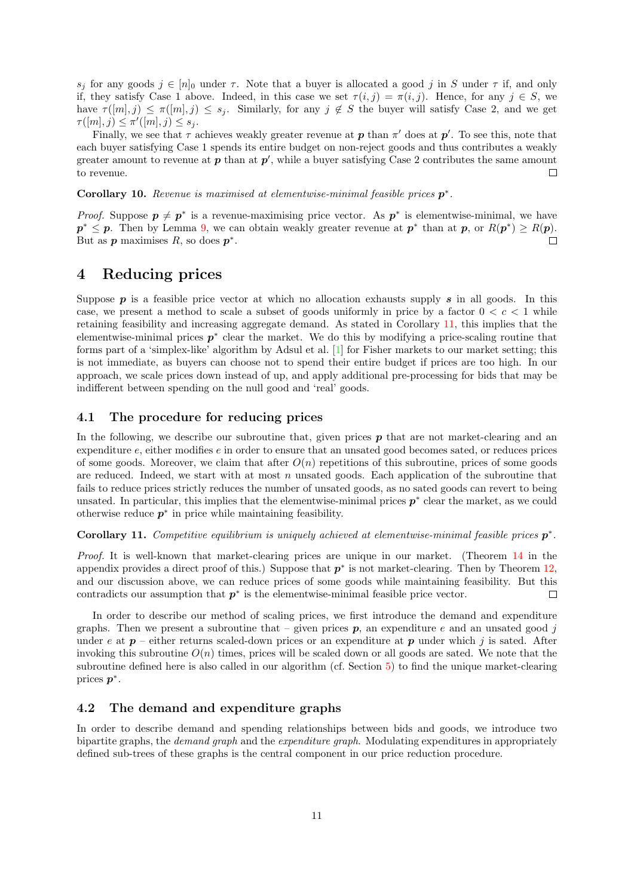$s_j$ for any goods $j \in [n]_0$ under $\tau$. Note that a buyer is allocated a good $j$ in $S$ under $\tau$ if, and only if, they satisfy Case 1 above. Indeed, in this case we set $\tau(i,j) = \pi(i,j)$. Hence, for any $j \in S$, we have $\tau([m], j) \leq \pi([m], j) \leq s_j$. Similarly, for any $j \notin S$ the buyer will satisfy Case 2, and we get $\tau([m], j) \leq \pi'([m], j) \leq s_j$.

Finally, we see that $\tau$ achieves weakly greater revenue at $\boldsymbol{p}$ than $\pi'$ does at $\boldsymbol{p}'$. To see this, note that each buyer satisfying Case 1 spends its entire budget on non-reject goods and thus contributes a weakly greater amount to revenue at $\boldsymbol{p}$ than at $\boldsymbol{p}'$, while a buyer satisfying Case 2 contributes the same amount to revenue. □

**Corollary 10.** *Revenue is maximised at elementwise-minimal feasible prices* $\boldsymbol{p}^*$.

*Proof.* Suppose $\boldsymbol{p} \neq \boldsymbol{p}^*$ is a revenue-maximising price vector. As $\boldsymbol{p}^*$ is elementwise-minimal, we have $\boldsymbol{p}^* \leq \boldsymbol{p}$. Then by Lemma 9, we can obtain weakly greater revenue at $\boldsymbol{p}^*$ than at $\boldsymbol{p}$, or $R(\boldsymbol{p}^*) \geq R(\boldsymbol{p})$. But as $\boldsymbol{p}$ maximises $R$, so does $\boldsymbol{p}^*$. □

# 4 Reducing prices

Suppose $\boldsymbol{p}$ is a feasible price vector at which no allocation exhausts supply $\boldsymbol{s}$ in all goods. In this case, we present a method to scale a subset of goods uniformly in price by a factor $0 < c < 1$ while retaining feasibility and increasing aggregate demand. As stated in Corollary 11, this implies that the elementwise-minimal prices $\boldsymbol{p}^*$ clear the market. We do this by modifying a price-scaling routine that forms part of a 'simplex-like' algorithm by Adsul et al. [1] for Fisher markets to our market setting; this is not immediate, as buyers can choose not to spend their entire budget if prices are too high. In our approach, we scale prices down instead of up, and apply additional pre-processing for bids that may be indifferent between spending on the null good and 'real' goods.

## 4.1 The procedure for reducing prices

In the following, we describe our subroutine that, given prices $\boldsymbol{p}$ that are not market-clearing and an expenditure $e$, either modifies $e$ in order to ensure that an unsated good becomes sated, or reduces prices of some goods. Moreover, we claim that after $O(n)$ repetitions of this subroutine, prices of some goods are reduced. Indeed, we start with at most $n$ unsated goods. Each application of the subroutine that fails to reduce prices strictly reduces the number of unsated goods, as no sated goods can revert to being unsated. In particular, this implies that the elementwise-minimal prices $\boldsymbol{p}^*$ clear the market, as we could otherwise reduce $\boldsymbol{p}^*$ in price while maintaining feasibility.

**Corollary 11.** *Competitive equilibrium is uniquely achieved at elementwise-minimal feasible prices* $\boldsymbol{p}^*$.

*Proof.* It is well-known that market-clearing prices are unique in our market. (Theorem 14 in the appendix provides a direct proof of this.) Suppose that $\boldsymbol{p}^*$ is not market-clearing. Then by Theorem 12, and our discussion above, we can reduce prices of some goods while maintaining feasibility. But this contradicts our assumption that $\boldsymbol{p}^*$ is the elementwise-minimal feasible price vector. □

In order to describe our method of scaling prices, we first introduce the demand and expenditure graphs. Then we present a subroutine that – given prices $\boldsymbol{p}$, an expenditure $e$ and an unsated good $j$ under $e$ at $\boldsymbol{p}$ – either returns scaled-down prices or an expenditure at $\boldsymbol{p}$ under which $j$ is sated. After invoking this subroutine $O(n)$ times, prices will be scaled down or all goods are sated. We note that the subroutine defined here is also called in our algorithm (cf. Section 5) to find the unique market-clearing prices $\boldsymbol{p}^*$.

## 4.2 The demand and expenditure graphs

In order to describe demand and spending relationships between bids and goods, we introduce two bipartite graphs, the *demand graph* and the *expenditure graph*. Modulating expenditures in appropriately defined sub-trees of these graphs is the central component in our price reduction procedure.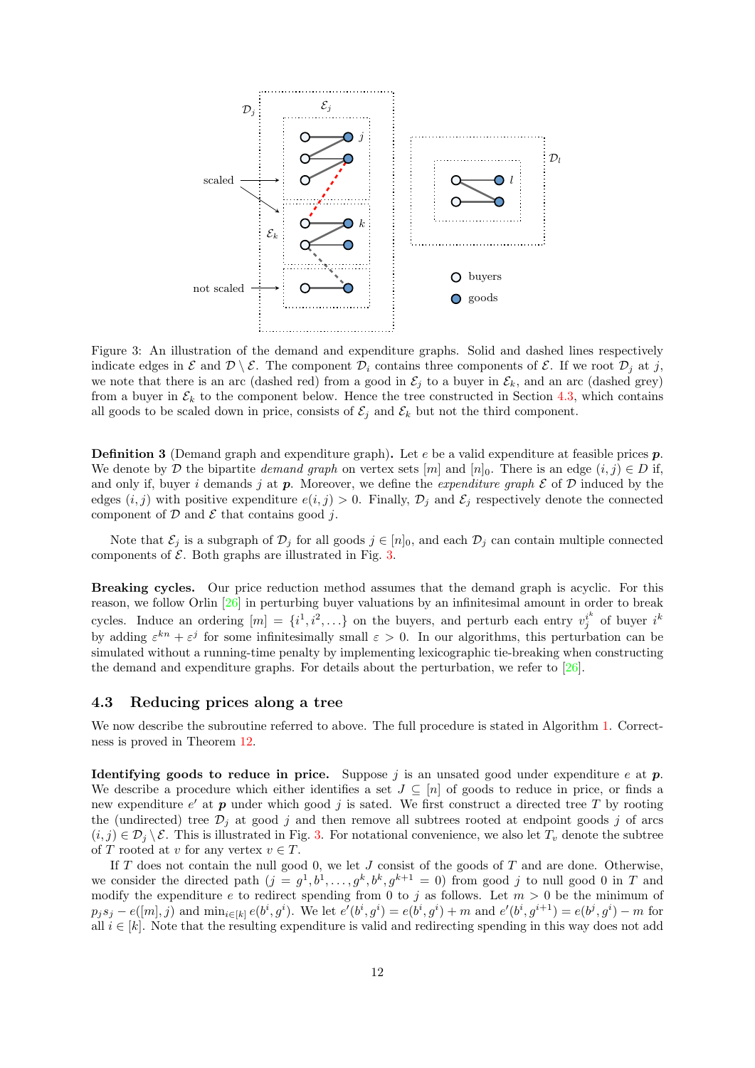Figure 3: An illustration of the demand and expenditure graphs. Solid and dashed lines respectively indicate edges in $\mathcal{E}$ and $\mathcal{D} \setminus \mathcal{E}$. The component $\mathcal{D}_i$ contains three components of $\mathcal{E}$. If we root $\mathcal{D}_j$ at $j$, we note that there is an arc (dashed red) from a good in $\mathcal{E}_j$ to a buyer in $\mathcal{E}_k$, and an arc (dashed grey) from a buyer in $\mathcal{E}_k$ to the component below. Hence the tree constructed in Section 4.3, which contains all goods to be scaled down in price, consists of $\mathcal{E}_j$ and $\mathcal{E}_k$ but not the third component.

**Definition 3** (Demand graph and expenditure graph)**.** Let $e$ be a valid expenditure at feasible prices $\boldsymbol{p}$. We denote by $\mathcal{D}$ the bipartite *demand graph* on vertex sets $[m]$ and $[n]_0$. There is an edge $(i, j) \in D$ if, and only if, buyer $i$ demands $j$ at $\boldsymbol{p}$. Moreover, we define the *expenditure graph* $\mathcal{E}$ of $\mathcal{D}$ induced by the edges $(i, j)$ with positive expenditure $e(i, j) > 0$. Finally, $\mathcal{D}_j$ and $\mathcal{E}_j$ respectively denote the connected component of $\mathcal{D}$ and $\mathcal{E}$ that contains good $j$.

Note that $\mathcal{E}_j$ is a subgraph of $\mathcal{D}_j$ for all goods $j \in [n]_0$, and each $\mathcal{D}_j$ can contain multiple connected components of $\mathcal{E}$. Both graphs are illustrated in Fig. 3.

**Breaking cycles.** Our price reduction method assumes that the demand graph is acyclic. For this reason, we follow Orlin [26] in perturbing buyer valuations by an infinitesimal amount in order to break cycles. Induce an ordering $[m] = \{i^1, i^2, \ldots\}$ on the buyers, and perturb each entry $v_j^{i^k}$ of buyer $i^k$ by adding $\varepsilon^{kn} + \varepsilon^j$ for some infinitesimally small $\varepsilon > 0$. In our algorithms, this perturbation can be simulated without a running-time penalty by implementing lexicographic tie-breaking when constructing the demand and expenditure graphs. For details about the perturbation, we refer to [26].

### 4.3 Reducing prices along a tree

We now describe the subroutine referred to above. The full procedure is stated in Algorithm 1. Correctness is proved in Theorem 12.

**Identifying goods to reduce in price.** Suppose $j$ is an unsated good under expenditure $e$ at $\boldsymbol{p}$. We describe a procedure which either identifies a set $J \subseteq [n]$ of goods to reduce in price, or finds a new expenditure $e'$ at $\boldsymbol{p}$ under which good $j$ is sated. We first construct a directed tree $T$ by rooting the (undirected) tree $\mathcal{D}_j$ at good $j$ and then remove all subtrees rooted at endpoint goods $j$ of arcs $(i, j) \in \mathcal{D}_j \setminus \mathcal{E}$. This is illustrated in Fig. 3. For notational convenience, we also let $T_v$ denote the subtree of $T$ rooted at $v$ for any vertex $v \in T$.

If $T$ does not contain the null good 0, we let $J$ consist of the goods of $T$ and are done. Otherwise, we consider the directed path $(j = g^1, b^1, \ldots, g^k, b^k, g^{k+1} = 0)$ from good $j$ to null good 0 in $T$ and modify the expenditure $e$ to redirect spending from 0 to $j$ as follows. Let $m > 0$ be the minimum of $p_j s_j - e([m], j)$ and $\min_{i \in [k]} e(b^i, g^i)$. We let $e'(b^i, g^i) = e(b^i, g^i) + m$ and $e'(b^i, g^{i+1}) = e(b^j, g^i) - m$ for all $i \in [k]$. Note that the resulting expenditure is valid and redirecting spending in this way does not add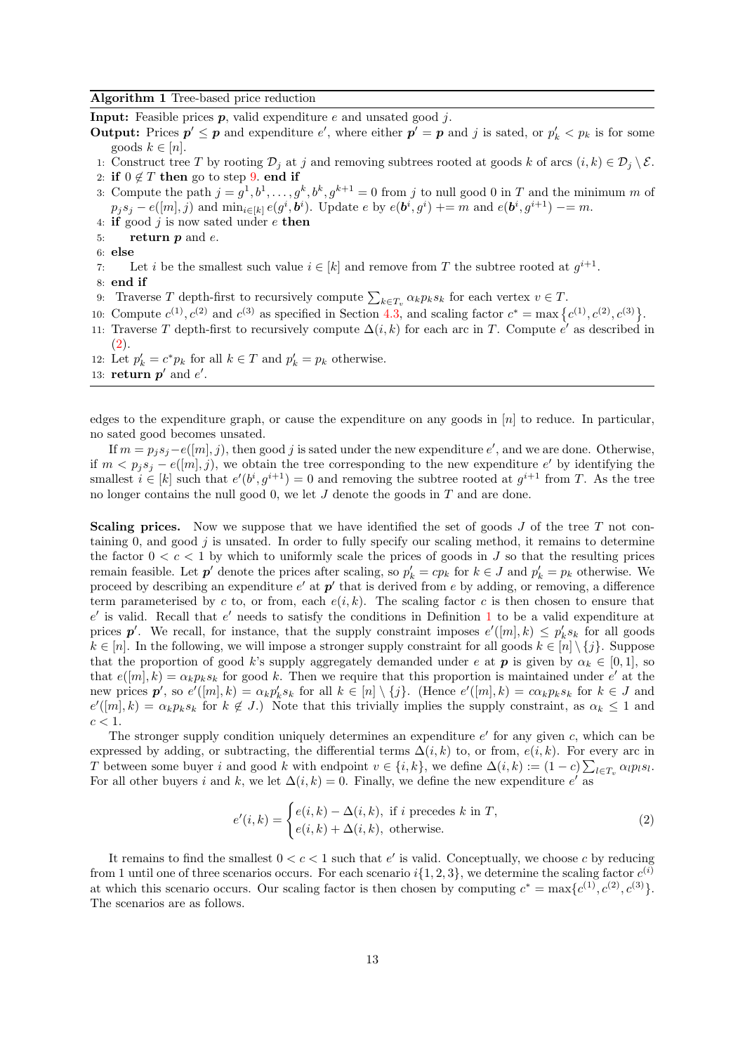**Algorithm 1** Tree-based price reduction

**Input:** Feasible prices $\boldsymbol{p}$, valid expenditure $e$ and unsated good $j$.

**Output:** Prices $\boldsymbol{p}' \le \boldsymbol{p}$ and expenditure $e'$, where either $\boldsymbol{p}' = \boldsymbol{p}$ and $j$ is sated, or $p'_k < p_k$ is for some goods $k \in [n]$.

1: Construct tree $T$ by rooting $\mathcal{D}_j$ at $j$ and removing subtrees rooted at goods $k$ of arcs $(i,k) \in \mathcal{D}_j \setminus \mathcal{E}$.
2: **if** $0 \notin T$ **then** go to step 9. **end if**
3: Compute the path $j = g^1, b^1, \ldots, g^k, b^k, g^{k+1} = 0$ from $j$ to null good 0 in $T$ and the minimum $m$ of $p_j s_j - e([m], j)$ and $\min_{i \in [k]} e(g^i, \boldsymbol{b}^i)$. Update $e$ by $e(\boldsymbol{b}^i, g^i) \mathrel{+}= m$ and $e(\boldsymbol{b}^i, g^{i+1}) \mathrel{-}= m$.
4: **if** good $j$ is now sated under $e$ **then**
5: &nbsp;&nbsp;&nbsp;&nbsp;**return** $\boldsymbol{p}$ and $e$.
6: **else**
7: &nbsp;&nbsp;&nbsp;&nbsp;Let $i$ be the smallest such value $i \in [k]$ and remove from $T$ the subtree rooted at $g^{i+1}$.
8: **end if**
9: Traverse $T$ depth-first to recursively compute $\sum_{k \in T_v} \alpha_k p_k s_k$ for each vertex $v \in T$.
10: Compute $c^{(1)}, c^{(2)}$ and $c^{(3)}$ as specified in Section 4.3, and scaling factor $c^* = \max\left\{c^{(1)}, c^{(2)}, c^{(3)}\right\}$.
11: Traverse $T$ depth-first to recursively compute $\Delta(i,k)$ for each arc in $T$. Compute $e'$ as described in (2).
12: Let $p'_k = c^* p_k$ for all $k \in T$ and $p'_k = p_k$ otherwise.
13: **return** $\boldsymbol{p}'$ and $e'$.

edges to the expenditure graph, or cause the expenditure on any goods in $[n]$ to reduce. In particular, no sated good becomes unsated.

If $m = p_j s_j - e([m], j)$, then good $j$ is sated under the new expenditure $e'$, and we are done. Otherwise, if $m < p_j s_j - e([m], j)$, we obtain the tree corresponding to the new expenditure $e'$ by identifying the smallest $i \in [k]$ such that $e'(b^i, g^{i+1}) = 0$ and removing the subtree rooted at $g^{i+1}$ from $T$. As the tree no longer contains the null good 0, we let $J$ denote the goods in $T$ and are done.

**Scaling prices.** Now we suppose that we have identified the set of goods $J$ of the tree $T$ not containing 0, and good $j$ is unsated. In order to fully specify our scaling method, it remains to determine the factor $0 < c < 1$ by which to uniformly scale the prices of goods in $J$ so that the resulting prices remain feasible. Let $\boldsymbol{p}'$ denote the prices after scaling, so $p'_k = cp_k$ for $k \in J$ and $p'_k = p_k$ otherwise. We proceed by describing an expenditure $e'$ at $\boldsymbol{p}'$ that is derived from $e$ by adding, or removing, a difference term parameterised by $c$ to, or from, each $e(i,k)$. The scaling factor $c$ is then chosen to ensure that $e'$ is valid. Recall that $e'$ needs to satisfy the conditions in Definition 1 to be a valid expenditure at prices $\boldsymbol{p}'$. We recall, for instance, that the supply constraint imposes $e'([m], k) \le p'_k s_k$ for all goods $k \in [n]$. In the following, we will impose a stronger supply constraint for all goods $k \in [n] \setminus \{j\}$. Suppose that the proportion of good $k$'s supply aggregately demanded under $e$ at $\boldsymbol{p}$ is given by $\alpha_k \in [0,1]$, so that $e([m], k) = \alpha_k p_k s_k$ for good $k$. Then we require that this proportion is maintained under $e'$ at the new prices $\boldsymbol{p}'$, so $e'([m], k) = \alpha_k p'_k s_k$ for all $k \in [n] \setminus \{j\}$. (Hence $e'([m], k) = c\alpha_k p_k s_k$ for $k \in J$ and $e'([m], k) = \alpha_k p_k s_k$ for $k \notin J$.) Note that this trivially implies the supply constraint, as $\alpha_k \le 1$ and $c < 1$.

The stronger supply condition uniquely determines an expenditure $e'$ for any given $c$, which can be expressed by adding, or subtracting, the differential terms $\Delta(i,k)$ to, or from, $e(i,k)$. For every arc in $T$ between some buyer $i$ and good $k$ with endpoint $v \in \{i,k\}$, we define $\Delta(i,k) := (1-c)\sum_{l \in T_v} \alpha_l p_l s_l$. For all other buyers $i$ and $k$, we let $\Delta(i,k) = 0$. Finally, we define the new expenditure $e'$ as

$$e'(i,k) = \begin{cases} e(i,k) - \Delta(i,k), & \text{if } i \text{ precedes } k \text{ in } T, \\ e(i,k) + \Delta(i,k), & \text{otherwise.} \end{cases} \tag{2}$$

It remains to find the smallest $0 < c < 1$ such that $e'$ is valid. Conceptually, we choose $c$ by reducing from 1 until one of three scenarios occurs. For each scenario $i\{1,2,3\}$, we determine the scaling factor $c^{(i)}$ at which this scenario occurs. Our scaling factor is then chosen by computing $c^* = \max\{c^{(1)}, c^{(2)}, c^{(3)}\}$. The scenarios are as follows.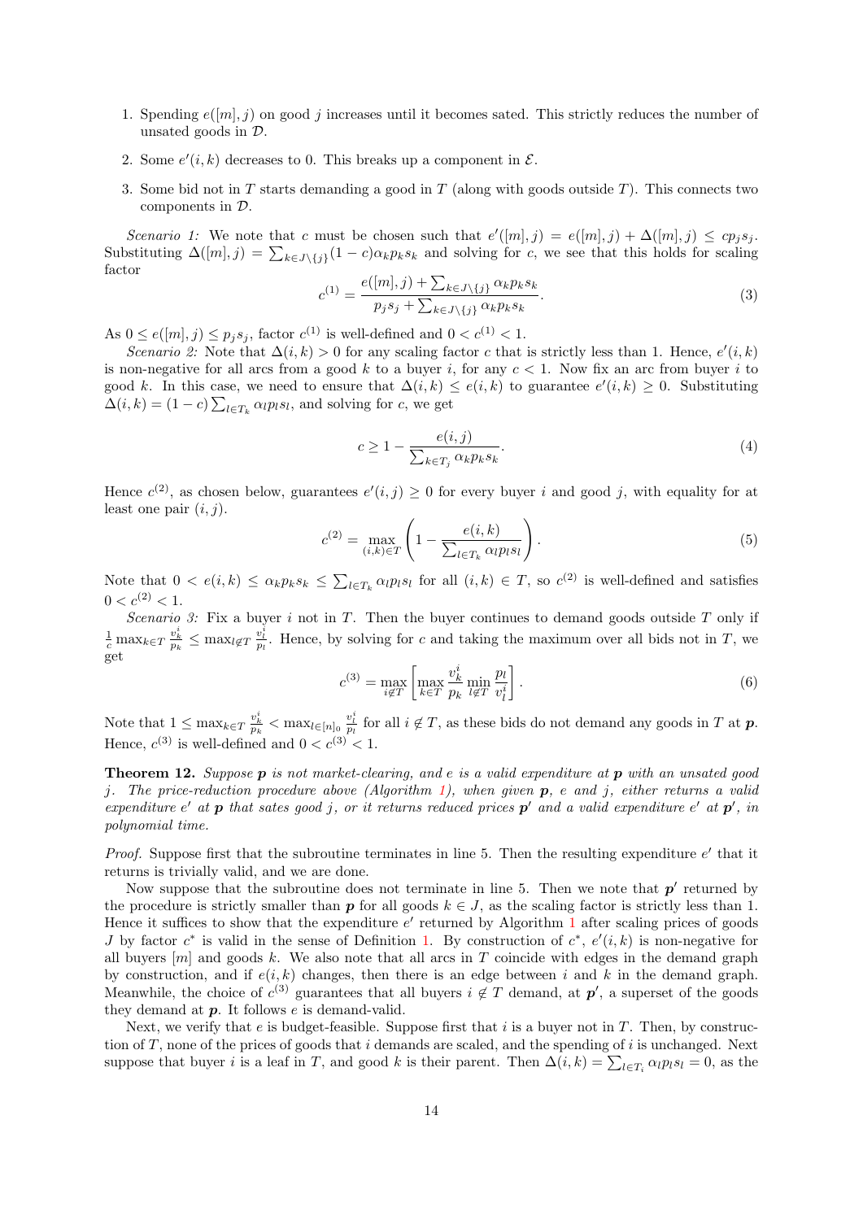1. Spending $e([m], j)$ on good $j$ increases until it becomes sated. This strictly reduces the number of unsated goods in $\mathcal{D}$.

2. Some $e'(i,k)$ decreases to 0. This breaks up a component in $\mathcal{E}$.

3. Some bid not in $T$ starts demanding a good in $T$ (along with goods outside $T$). This connects two components in $\mathcal{D}$.

*Scenario 1:* We note that $c$ must be chosen such that $e'([m], j) = e([m], j) + \Delta([m], j) \leq cp_j s_j$. Substituting $\Delta([m], j) = \sum_{k \in J \setminus \{j\}} (1-c)\alpha_k p_k s_k$ and solving for $c$, we see that this holds for scaling factor

$$c^{(1)} = \frac{e([m], j) + \sum_{k \in J \setminus \{j\}} \alpha_k p_k s_k}{p_j s_j + \sum_{k \in J \setminus \{j\}} \alpha_k p_k s_k}. \tag{3}$$

As $0 \leq e([m], j) \leq p_j s_j$, factor $c^{(1)}$ is well-defined and $0 < c^{(1)} < 1$.

*Scenario 2:* Note that $\Delta(i,k) > 0$ for any scaling factor $c$ that is strictly less than 1. Hence, $e'(i,k)$ is non-negative for all arcs from a good $k$ to a buyer $i$, for any $c < 1$. Now fix an arc from buyer $i$ to good $k$. In this case, we need to ensure that $\Delta(i,k) \leq e(i,k)$ to guarantee $e'(i,k) \geq 0$. Substituting $\Delta(i,k) = (1-c)\sum_{l \in T_k} \alpha_l p_l s_l$, and solving for $c$, we get

$$c \geq 1 - \frac{e(i,j)}{\sum_{k \in T_j} \alpha_k p_k s_k}. \tag{4}$$

Hence $c^{(2)}$, as chosen below, guarantees $e'(i,j) \geq 0$ for every buyer $i$ and good $j$, with equality for at least one pair $(i,j)$.

$$c^{(2)} = \max_{(i,k) \in T} \left( 1 - \frac{e(i,k)}{\sum_{l \in T_k} \alpha_l p_l s_l} \right). \tag{5}$$

Note that $0 < e(i,k) \leq \alpha_k p_k s_k \leq \sum_{l \in T_k} \alpha_l p_l s_l$ for all $(i,k) \in T$, so $c^{(2)}$ is well-defined and satisfies $0 < c^{(2)} < 1$.

*Scenario 3:* Fix a buyer $i$ not in $T$. Then the buyer continues to demand goods outside $T$ only if $\frac{1}{c} \max_{k \in T} \frac{v_k^i}{p_k} \leq \max_{l \notin T} \frac{v_l^i}{p_l}$. Hence, by solving for $c$ and taking the maximum over all bids not in $T$, we get

$$c^{(3)} = \max_{i \notin T} \left[ \max_{k \in T} \frac{v_k^i}{p_k} \min_{l \notin T} \frac{p_l}{v_l^i} \right]. \tag{6}$$

Note that $1 \leq \max_{k \in T} \frac{v_k^i}{p_k} < \max_{l \in [n]_0} \frac{v_l^i}{p_l}$ for all $i \notin T$, as these bids do not demand any goods in $T$ at $\boldsymbol{p}$. Hence, $c^{(3)}$ is well-defined and $0 < c^{(3)} < 1$.

**Theorem 12.** *Suppose $\boldsymbol{p}$ is not market-clearing, and $e$ is a valid expenditure at $\boldsymbol{p}$ with an unsated good $j$. The price-reduction procedure above (Algorithm 1), when given $\boldsymbol{p}$, $e$ and $j$, either returns a valid expenditure $e'$ at $\boldsymbol{p}$ that sates good $j$, or it returns reduced prices $\boldsymbol{p}'$ and a valid expenditure $e'$ at $\boldsymbol{p}'$, in polynomial time.*

*Proof.* Suppose first that the subroutine terminates in line 5. Then the resulting expenditure $e'$ that it returns is trivially valid, and we are done.

Now suppose that the subroutine does not terminate in line 5. Then we note that $\boldsymbol{p}'$ returned by the procedure is strictly smaller than $\boldsymbol{p}$ for all goods $k \in J$, as the scaling factor is strictly less than 1. Hence it suffices to show that the expenditure $e'$ returned by Algorithm 1 after scaling prices of goods $J$ by factor $c^*$ is valid in the sense of Definition 1. By construction of $c^*$, $e'(i,k)$ is non-negative for all buyers $[m]$ and goods $k$. We also note that all arcs in $T$ coincide with edges in the demand graph by construction, and if $e(i,k)$ changes, then there is an edge between $i$ and $k$ in the demand graph. Meanwhile, the choice of $c^{(3)}$ guarantees that all buyers $i \notin T$ demand, at $\boldsymbol{p}'$, a superset of the goods they demand at $\boldsymbol{p}$. It follows $e$ is demand-valid.

Next, we verify that $e$ is budget-feasible. Suppose first that $i$ is a buyer not in $T$. Then, by construction of $T$, none of the prices of goods that $i$ demands are scaled, and the spending of $i$ is unchanged. Next suppose that buyer $i$ is a leaf in $T$, and good $k$ is their parent. Then $\Delta(i,k) = \sum_{l \in T_i} \alpha_l p_l s_l = 0$, as the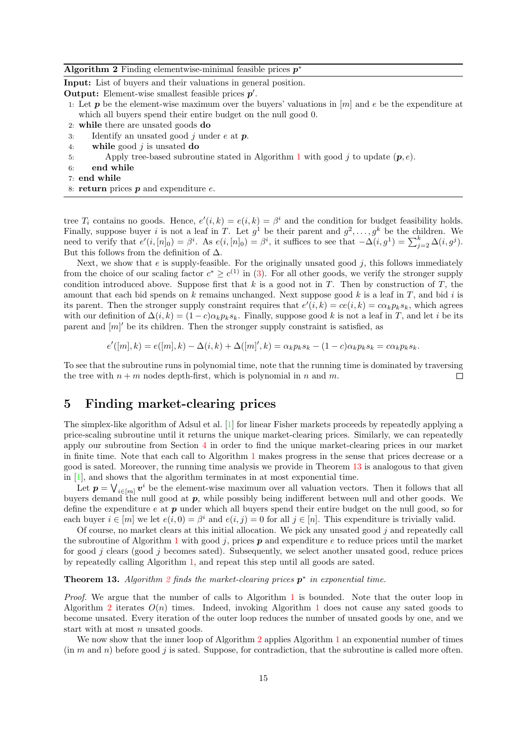**Algorithm 2** Finding elementwise-minimal feasible prices $\boldsymbol{p}^*$

**Input:** List of buyers and their valuations in general position.
**Output:** Element-wise smallest feasible prices $\boldsymbol{p}'$.

```
1: Let p be the element-wise maximum over the buyers' valuations in [m] and e be the expenditure at
   which all buyers spend their entire budget on the null good 0.
2: while there are unsated goods do
3:     Identify an unsated good j under e at p.
4:     while good j is unsated do
5:         Apply tree-based subroutine stated in Algorithm 1 with good j to update (p, e).
6:     end while
7: end while
8: return prices p and expenditure e.
```

tree $T_i$ contains no goods. Hence, $e'(i,k) = e(i,k) = \beta^i$ and the condition for budget feasibility holds. Finally, suppose buyer $i$ is not a leaf in $T$. Let $g^1$ be their parent and $g^2, \dots, g^k$ be the children. We need to verify that $e'(i,[n]_0) = \beta^i$. As $e(i,[n]_0) = \beta^i$, it suffices to see that $-\Delta(i,g^1) = \sum_{j=2}^{k} \Delta(i,g^j)$. But this follows from the definition of $\Delta$.

Next, we show that $e$ is supply-feasible. For the originally unsated good $j$, this follows immediately from the choice of our scaling factor $c^* \geq c^{(1)}$ in (3). For all other goods, we verify the stronger supply condition introduced above. Suppose first that $k$ is a good not in $T$. Then by construction of $T$, the amount that each bid spends on $k$ remains unchanged. Next suppose good $k$ is a leaf in $T$, and bid $i$ is its parent. Then the stronger supply constraint requires that $e'(i,k) = ce(i,k) = c\alpha_k p_k s_k$, which agrees with our definition of $\Delta(i,k) = (1-c)\alpha_k p_k s_k$. Finally, suppose good $k$ is not a leaf in $T$, and let $i$ be its parent and $[m]'$ be its children. Then the stronger supply constraint is satisfied, as

$$e'([m],k) = e([m],k) - \Delta(i,k) + \Delta([m]',k) = \alpha_k p_k s_k - (1-c)\alpha_k p_k s_k = c\alpha_k p_k s_k.$$

To see that the subroutine runs in polynomial time, note that the running time is dominated by traversing the tree with $n+m$ nodes depth-first, which is polynomial in $n$ and $m$. $\square$

# 5 Finding market-clearing prices

The simplex-like algorithm of Adsul et al. [1] for linear Fisher markets proceeds by repeatedly applying a price-scaling subroutine until it returns the unique market-clearing prices. Similarly, we can repeatedly apply our subroutine from Section 4 in order to find the unique market-clearing prices in our market in finite time. Note that each call to Algorithm 1 makes progress in the sense that prices decrease or a good is sated. Moreover, the running time analysis we provide in Theorem 13 is analogous to that given in [1], and shows that the algorithm terminates in at most exponential time.

Let $\boldsymbol{p} = \bigvee_{i\in[m]} \boldsymbol{v}^i$ be the element-wise maximum over all valuation vectors. Then it follows that all buyers demand the null good at $\boldsymbol{p}$, while possibly being indifferent between null and other goods. We define the expenditure $e$ at $\boldsymbol{p}$ under which all buyers spend their entire budget on the null good, so for each buyer $i \in [m]$ we let $e(i,0) = \beta^i$ and $e(i,j) = 0$ for all $j \in [n]$. This expenditure is trivially valid.

Of course, no market clears at this initial allocation. We pick any unsated good $j$ and repeatedly call the subroutine of Algorithm 1 with good $j$, prices $\boldsymbol{p}$ and expenditure $e$ to reduce prices until the market for good $j$ clears (good $j$ becomes sated). Subsequently, we select another unsated good, reduce prices by repeatedly calling Algorithm 1, and repeat this step until all goods are sated.

**Theorem 13.** *Algorithm 2 finds the market-clearing prices $\boldsymbol{p}^*$ in exponential time.*

*Proof.* We argue that the number of calls to Algorithm 1 is bounded. Note that the outer loop in Algorithm 2 iterates $O(n)$ times. Indeed, invoking Algorithm 1 does not cause any sated goods to become unsated. Every iteration of the outer loop reduces the number of unsated goods by one, and we start with at most $n$ unsated goods.

We now show that the inner loop of Algorithm 2 applies Algorithm 1 an exponential number of times (in $m$ and $n$) before good $j$ is sated. Suppose, for contradiction, that the subroutine is called more often.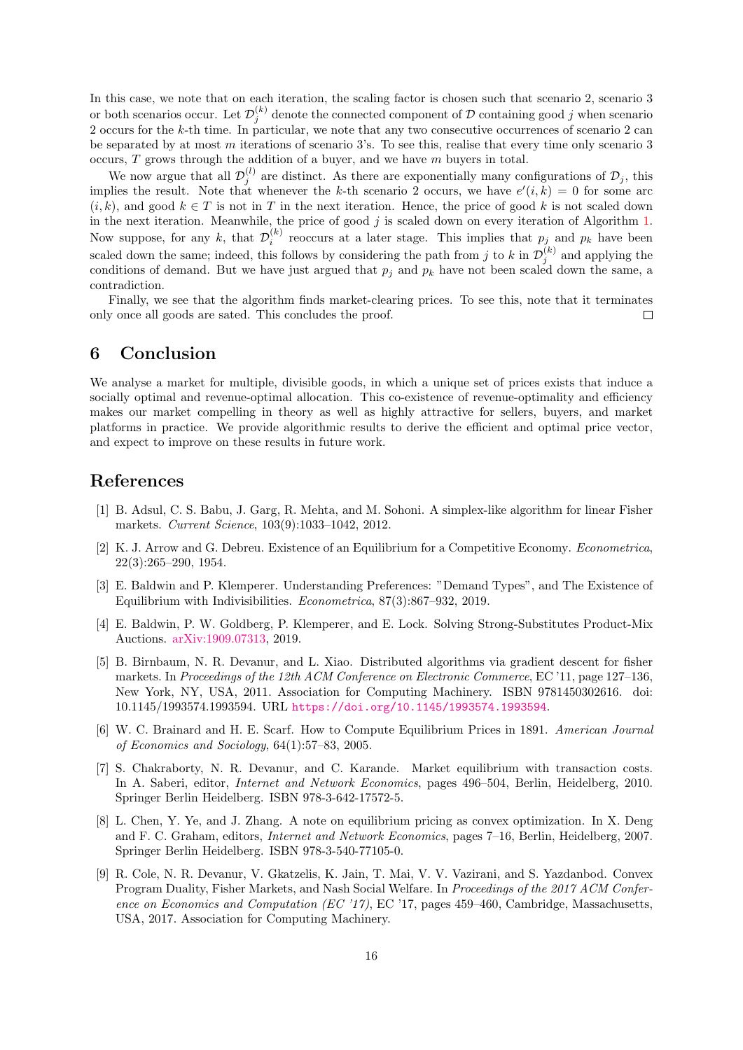In this case, we note that on each iteration, the scaling factor is chosen such that scenario 2, scenario 3 or both scenarios occur. Let $\mathcal{D}_j^{(k)}$ denote the connected component of $\mathcal{D}$ containing good $j$ when scenario 2 occurs for the $k$-th time. In particular, we note that any two consecutive occurrences of scenario 2 can be separated by at most $m$ iterations of scenario 3's. To see this, realise that every time only scenario 3 occurs, $T$ grows through the addition of a buyer, and we have $m$ buyers in total.

We now argue that all $\mathcal{D}_j^{(l)}$ are distinct. As there are exponentially many configurations of $\mathcal{D}_j$, this implies the result. Note that whenever the $k$-th scenario 2 occurs, we have $e'(i,k) = 0$ for some arc $(i,k)$, and good $k \in T$ is not in $T$ in the next iteration. Hence, the price of good $k$ is not scaled down in the next iteration. Meanwhile, the price of good $j$ is scaled down on every iteration of Algorithm 1. Now suppose, for any $k$, that $\mathcal{D}_i^{(k)}$ reoccurs at a later stage. This implies that $p_j$ and $p_k$ have been scaled down the same; indeed, this follows by considering the path from $j$ to $k$ in $\mathcal{D}_j^{(k)}$ and applying the conditions of demand. But we have just argued that $p_j$ and $p_k$ have not been scaled down the same, a contradiction.

Finally, we see that the algorithm finds market-clearing prices. To see this, note that it terminates only once all goods are sated. This concludes the proof. □

## 6 Conclusion

We analyse a market for multiple, divisible goods, in which a unique set of prices exists that induce a socially optimal and revenue-optimal allocation. This co-existence of revenue-optimality and efficiency makes our market compelling in theory as well as highly attractive for sellers, buyers, and market platforms in practice. We provide algorithmic results to derive the efficient and optimal price vector, and expect to improve on these results in future work.

## References

[1] B. Adsul, C. S. Babu, J. Garg, R. Mehta, and M. Sohoni. A simplex-like algorithm for linear Fisher markets. *Current Science*, 103(9):1033–1042, 2012.

[2] K. J. Arrow and G. Debreu. Existence of an Equilibrium for a Competitive Economy. *Econometrica*, 22(3):265–290, 1954.

[3] E. Baldwin and P. Klemperer. Understanding Preferences: "Demand Types", and The Existence of Equilibrium with Indivisibilities. *Econometrica*, 87(3):867–932, 2019.

[4] E. Baldwin, P. W. Goldberg, P. Klemperer, and E. Lock. Solving Strong-Substitutes Product-Mix Auctions. arXiv:1909.07313, 2019.

[5] B. Birnbaum, N. R. Devanur, and L. Xiao. Distributed algorithms via gradient descent for fisher markets. In *Proceedings of the 12th ACM Conference on Electronic Commerce*, EC '11, page 127–136, New York, NY, USA, 2011. Association for Computing Machinery. ISBN 9781450302616. doi: 10.1145/1993574.1993594. URL `https://doi.org/10.1145/1993574.1993594`.

[6] W. C. Brainard and H. E. Scarf. How to Compute Equilibrium Prices in 1891. *American Journal of Economics and Sociology*, 64(1):57–83, 2005.

[7] S. Chakraborty, N. R. Devanur, and C. Karande. Market equilibrium with transaction costs. In A. Saberi, editor, *Internet and Network Economics*, pages 496–504, Berlin, Heidelberg, 2010. Springer Berlin Heidelberg. ISBN 978-3-642-17572-5.

[8] L. Chen, Y. Ye, and J. Zhang. A note on equilibrium pricing as convex optimization. In X. Deng and F. C. Graham, editors, *Internet and Network Economics*, pages 7–16, Berlin, Heidelberg, 2007. Springer Berlin Heidelberg. ISBN 978-3-540-77105-0.

[9] R. Cole, N. R. Devanur, V. Gkatzelis, K. Jain, T. Mai, V. V. Vazirani, and S. Yazdanbod. Convex Program Duality, Fisher Markets, and Nash Social Welfare. In *Proceedings of the 2017 ACM Conference on Economics and Computation (EC '17)*, EC '17, pages 459–460, Cambridge, Massachusetts, USA, 2017. Association for Computing Machinery.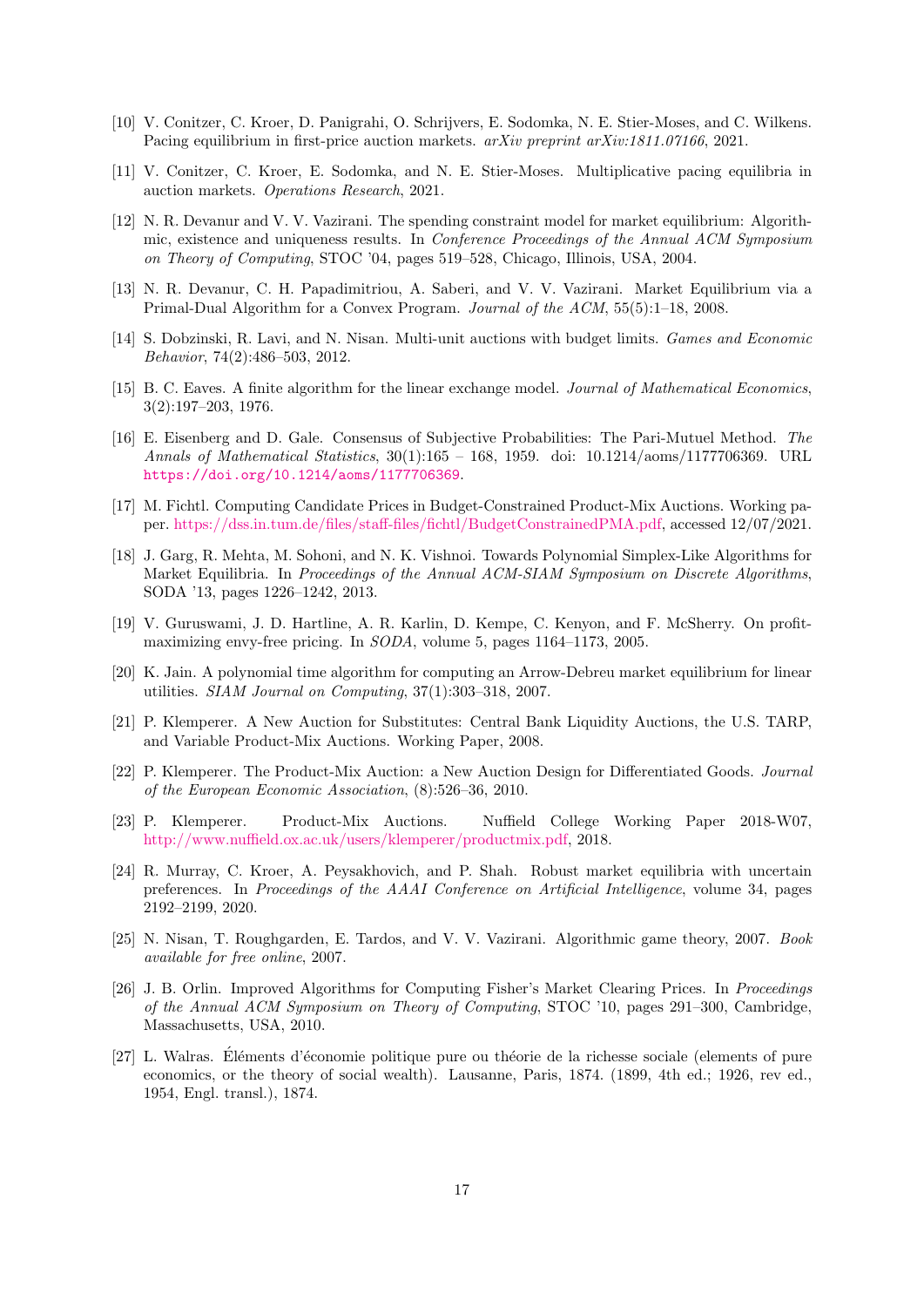[10] V. Conitzer, C. Kroer, D. Panigrahi, O. Schrijvers, E. Sodomka, N. E. Stier-Moses, and C. Wilkens. Pacing equilibrium in first-price auction markets. *arXiv preprint arXiv:1811.07166*, 2021.

[11] V. Conitzer, C. Kroer, E. Sodomka, and N. E. Stier-Moses. Multiplicative pacing equilibria in auction markets. *Operations Research*, 2021.

[12] N. R. Devanur and V. V. Vazirani. The spending constraint model for market equilibrium: Algorithmic, existence and uniqueness results. In *Conference Proceedings of the Annual ACM Symposium on Theory of Computing*, STOC '04, pages 519–528, Chicago, Illinois, USA, 2004.

[13] N. R. Devanur, C. H. Papadimitriou, A. Saberi, and V. V. Vazirani. Market Equilibrium via a Primal-Dual Algorithm for a Convex Program. *Journal of the ACM*, 55(5):1–18, 2008.

[14] S. Dobzinski, R. Lavi, and N. Nisan. Multi-unit auctions with budget limits. *Games and Economic Behavior*, 74(2):486–503, 2012.

[15] B. C. Eaves. A finite algorithm for the linear exchange model. *Journal of Mathematical Economics*, 3(2):197–203, 1976.

[16] E. Eisenberg and D. Gale. Consensus of Subjective Probabilities: The Pari-Mutuel Method. *The Annals of Mathematical Statistics*, 30(1):165 – 168, 1959. doi: 10.1214/aoms/1177706369. URL https://doi.org/10.1214/aoms/1177706369.

[17] M. Fichtl. Computing Candidate Prices in Budget-Constrained Product-Mix Auctions. Working paper. https://dss.in.tum.de/files/staff-files/fichtl/BudgetConstrainedPMA.pdf, accessed 12/07/2021.

[18] J. Garg, R. Mehta, M. Sohoni, and N. K. Vishnoi. Towards Polynomial Simplex-Like Algorithms for Market Equilibria. In *Proceedings of the Annual ACM-SIAM Symposium on Discrete Algorithms*, SODA '13, pages 1226–1242, 2013.

[19] V. Guruswami, J. D. Hartline, A. R. Karlin, D. Kempe, C. Kenyon, and F. McSherry. On profit-maximizing envy-free pricing. In *SODA*, volume 5, pages 1164–1173, 2005.

[20] K. Jain. A polynomial time algorithm for computing an Arrow-Debreu market equilibrium for linear utilities. *SIAM Journal on Computing*, 37(1):303–318, 2007.

[21] P. Klemperer. A New Auction for Substitutes: Central Bank Liquidity Auctions, the U.S. TARP, and Variable Product-Mix Auctions. Working Paper, 2008.

[22] P. Klemperer. The Product-Mix Auction: a New Auction Design for Differentiated Goods. *Journal of the European Economic Association*, (8):526–36, 2010.

[23] P. Klemperer. Product-Mix Auctions. Nuffield College Working Paper 2018-W07, http://www.nuffield.ox.ac.uk/users/klemperer/productmix.pdf, 2018.

[24] R. Murray, C. Kroer, A. Peysakhovich, and P. Shah. Robust market equilibria with uncertain preferences. In *Proceedings of the AAAI Conference on Artificial Intelligence*, volume 34, pages 2192–2199, 2020.

[25] N. Nisan, T. Roughgarden, E. Tardos, and V. V. Vazirani. Algorithmic game theory, 2007. *Book available for free online*, 2007.

[26] J. B. Orlin. Improved Algorithms for Computing Fisher's Market Clearing Prices. In *Proceedings of the Annual ACM Symposium on Theory of Computing*, STOC '10, pages 291–300, Cambridge, Massachusetts, USA, 2010.

[27] L. Walras. Éléments d'économie politique pure ou théorie de la richesse sociale (elements of pure economics, or the theory of social wealth). Lausanne, Paris, 1874. (1899, 4th ed.; 1926, rev ed., 1954, Engl. transl.), 1874.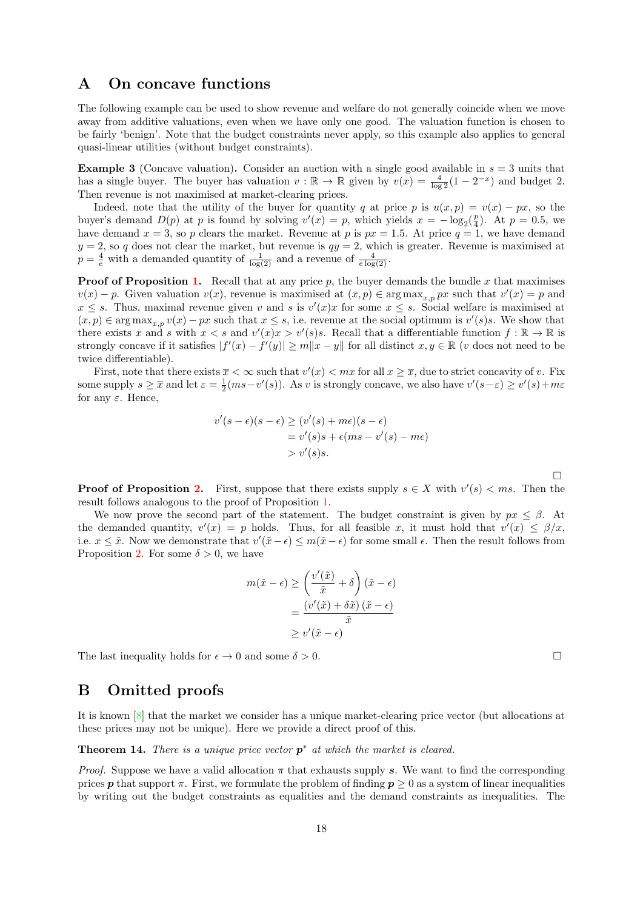# A On concave functions

The following example can be used to show revenue and welfare do not generally coincide when we move away from additive valuations, even when we have only one good. The valuation function is chosen to be fairly 'benign'. Note that the budget constraints never apply, so this example also applies to general quasi-linear utilities (without budget constraints).

**Example 3** (Concave valuation)**.** Consider an auction with a single good available in $s = 3$ units that has a single buyer. The buyer has valuation $v : \mathbb{R} \to \mathbb{R}$ given by $v(x) = \frac{4}{\log 2}(1 - 2^{-x})$ and budget 2. Then revenue is not maximised at market-clearing prices.

Indeed, note that the utility of the buyer for quantity $q$ at price $p$ is $u(x,p) = v(x) - px$, so the buyer's demand $D(p)$ at $p$ is found by solving $v'(x) = p$, which yields $x = -\log_2(\frac{p}{4})$. At $p = 0.5$, we have demand $x = 3$, so $p$ clears the market. Revenue at $p$ is $px = 1.5$. At price $q = 1$, we have demand $y = 2$, so $q$ does not clear the market, but revenue is $qy = 2$, which is greater. Revenue is maximised at $p = \frac{4}{e}$ with a demanded quantity of $\frac{1}{\log(2)}$ and a revenue of $\frac{4}{e \log(2)}$.

**Proof of Proposition 1.** Recall that at any price $p$, the buyer demands the bundle $x$ that maximises $v(x) - p$. Given valuation $v(x)$, revenue is maximised at $(x,p) \in \arg\max_{x,p} px$ such that $v'(x) = p$ and $x \le s$. Thus, maximal revenue given $v$ and $s$ is $v'(x)x$ for some $x \le s$. Social welfare is maximised at $(x,p) \in \arg\max_{x,p} v(x) - px$ such that $x \le s$, i.e. revenue at the social optimum is $v'(s)s$. We show that there exists $x$ and $s$ with $x < s$ and $v'(x)x > v'(s)s$. Recall that a differentiable function $f : \mathbb{R} \to \mathbb{R}$ is strongly concave if it satisfies $|f'(x) - f'(y)| \ge m\|x - y\|$ for all distinct $x, y \in \mathbb{R}$ ($v$ does not need to be twice differentiable).

First, note that there exists $\overline{x} < \infty$ such that $v'(x) < mx$ for all $x \ge \overline{x}$, due to strict concavity of $v$. Fix some supply $s \ge \overline{x}$ and let $\varepsilon = \frac{1}{2}(ms - v'(s))$. As $v$ is strongly concave, we also have $v'(s - \varepsilon) \ge v'(s) + m\varepsilon$ for any $\varepsilon$. Hence,

$$
\begin{aligned}
v'(s-\epsilon)(s-\epsilon) &\ge (v'(s) + m\epsilon)(s - \epsilon) \\
&= v'(s)s + \epsilon(ms - v'(s) - m\epsilon) \\
&> v'(s)s.
\end{aligned}
$$

□

**Proof of Proposition 2.** First, suppose that there exists supply $s \in X$ with $v'(s) < ms$. Then the result follows analogous to the proof of Proposition 1.

We now prove the second part of the statement. The budget constraint is given by $px \le \beta$. At the demanded quantity, $v'(x) = p$ holds. Thus, for all feasible $x$, it must hold that $v'(x) \le \beta/x$, i.e. $x \le \tilde{x}$. Now we demonstrate that $v'(\tilde{x} - \epsilon) \le m(\tilde{x} - \epsilon)$ for some small $\epsilon$. Then the result follows from Proposition 2. For some $\delta > 0$, we have

$$
\begin{aligned}
m(\tilde{x} - \epsilon) &\ge \left(\frac{v'(\tilde{x})}{\tilde{x}} + \delta\right)(\tilde{x} - \epsilon) \\
&= \frac{\left(v'(\tilde{x}) + \delta\tilde{x}\right)(\tilde{x} - \epsilon)}{\tilde{x}} \\
&\ge v'(\tilde{x} - \epsilon)
\end{aligned}
$$

The last inequality holds for $\epsilon \to 0$ and some $\delta > 0$. □

# B Omitted proofs

It is known [8] that the market we consider has a unique market-clearing price vector (but allocations at these prices may not be unique). Here we provide a direct proof of this.

**Theorem 14.** *There is a unique price vector $\boldsymbol{p}^*$ at which the market is cleared.*

*Proof.* Suppose we have a valid allocation $\pi$ that exhausts supply $\boldsymbol{s}$. We want to find the corresponding prices $\boldsymbol{p}$ that support $\pi$. First, we formulate the problem of finding $\boldsymbol{p} \ge 0$ as a system of linear inequalities by writing out the budget constraints as equalities and the demand constraints as inequalities. The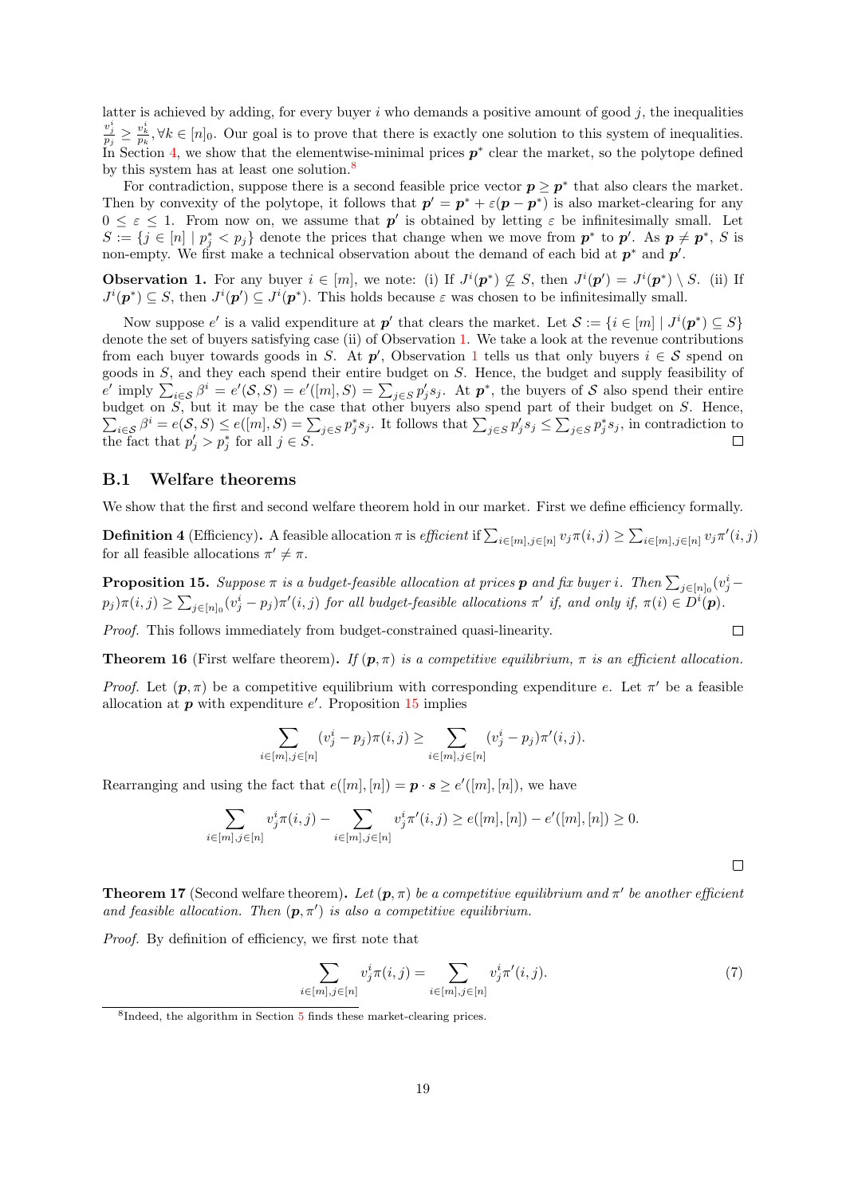latter is achieved by adding, for every buyer $i$ who demands a positive amount of good $j$, the inequalities $\frac{v_j^i}{p_j} \geq \frac{v_k^i}{p_k}, \forall k \in [n]_0$. Our goal is to prove that there is exactly one solution to this system of inequalities. In Section 4, we show that the elementwise-minimal prices $\boldsymbol{p}^*$ clear the market, so the polytope defined by this system has at least one solution.[8]

For contradiction, suppose there is a second feasible price vector $\boldsymbol{p} \geq \boldsymbol{p}^*$ that also clears the market. Then by convexity of the polytope, it follows that $\boldsymbol{p}' = \boldsymbol{p}^* + \varepsilon(\boldsymbol{p} - \boldsymbol{p}^*)$ is also market-clearing for any $0 \leq \varepsilon \leq 1$. From now on, we assume that $\boldsymbol{p}'$ is obtained by letting $\varepsilon$ be infinitesimally small. Let $S := \{j \in [n] \mid p_j^* < p_j\}$ denote the prices that change when we move from $\boldsymbol{p}^*$ to $\boldsymbol{p}'$. As $\boldsymbol{p} \neq \boldsymbol{p}^*$, $S$ is non-empty. We first make a technical observation about the demand of each bid at $\boldsymbol{p}^*$ and $\boldsymbol{p}'$.

**Observation 1.** For any buyer $i \in [m]$, we note: (i) If $J^i(\boldsymbol{p}^*) \not\subseteq S$, then $J^i(\boldsymbol{p}') = J^i(\boldsymbol{p}^*) \setminus S$. (ii) If $J^i(\boldsymbol{p}^*) \subseteq S$, then $J^i(\boldsymbol{p}') \subseteq J^i(\boldsymbol{p}^*)$. This holds because $\varepsilon$ was chosen to be infinitesimally small.

Now suppose $e'$ is a valid expenditure at $\boldsymbol{p}'$ that clears the market. Let $\mathcal{S} := \{i \in [m] \mid J^i(\boldsymbol{p}^*) \subseteq S\}$ denote the set of buyers satisfying case (ii) of Observation 1. We take a look at the revenue contributions from each buyer towards goods in $S$. At $\boldsymbol{p}'$, Observation 1 tells us that only buyers $i \in \mathcal{S}$ spend on goods in $S$, and they each spend their entire budget on $S$. Hence, the budget and supply feasibility of $e'$ imply $\sum_{i \in \mathcal{S}} \beta^i = e'(\mathcal{S}, S) = e'([m], S) = \sum_{j \in S} p_j' s_j$. At $\boldsymbol{p}^*$, the buyers of $\mathcal{S}$ also spend their entire budget on $S$, but it may be the case that other buyers also spend part of their budget on $S$. Hence, $\sum_{i \in \mathcal{S}} \beta^i = e(\mathcal{S}, S) \leq e([m], S) = \sum_{j \in S} p_j^* s_j$. It follows that $\sum_{j \in S} p_j' s_j \leq \sum_{j \in S} p_j^* s_j$, in contradiction to the fact that $p_j' > p_j^*$ for all $j \in S$. □

## B.1 Welfare theorems

We show that the first and second welfare theorem hold in our market. First we define efficiency formally.

**Definition 4** (Efficiency)**.** A feasible allocation $\pi$ is *efficient* if $\sum_{i \in [m], j \in [n]} v_j \pi(i,j) \geq \sum_{i \in [m], j \in [n]} v_j \pi'(i,j)$ for all feasible allocations $\pi' \neq \pi$.

**Proposition 15.** *Suppose $\pi$ is a budget-feasible allocation at prices $\boldsymbol{p}$ and fix buyer $i$. Then $\sum_{j \in [n]_0} (v_j^i - p_j)\pi(i,j) \geq \sum_{j \in [n]_0} (v_j^i - p_j)\pi'(i,j)$ for all budget-feasible allocations $\pi'$ if, and only if, $\pi(i) \in D^i(\boldsymbol{p})$.*

*Proof.* This follows immediately from budget-constrained quasi-linearity. □

**Theorem 16** (First welfare theorem)**.** *If $(\boldsymbol{p}, \pi)$ is a competitive equilibrium, $\pi$ is an efficient allocation.*

*Proof.* Let $(\boldsymbol{p}, \pi)$ be a competitive equilibrium with corresponding expenditure $e$. Let $\pi'$ be a feasible allocation at $\boldsymbol{p}$ with expenditure $e'$. Proposition 15 implies

$$\sum_{i \in [m], j \in [n]} (v_j^i - p_j)\pi(i,j) \geq \sum_{i \in [m], j \in [n]} (v_j^i - p_j)\pi'(i,j).$$

Rearranging and using the fact that $e([m],[n]) = \boldsymbol{p} \cdot \boldsymbol{s} \geq e'([m],[n])$, we have

$$\sum_{i \in [m], j \in [n]} v_j^i \pi(i,j) - \sum_{i \in [m], j \in [n]} v_j^i \pi'(i,j) \geq e([m],[n]) - e'([m],[n]) \geq 0.$$

□

**Theorem 17** (Second welfare theorem)**.** *Let $(\boldsymbol{p}, \pi)$ be a competitive equilibrium and $\pi'$ be another efficient and feasible allocation. Then $(\boldsymbol{p}, \pi')$ is also a competitive equilibrium.*

*Proof.* By definition of efficiency, we first note that

$$\sum_{i \in [m], j \in [n]} v_j^i \pi(i,j) = \sum_{i \in [m], j \in [n]} v_j^i \pi'(i,j). \tag{7}$$

[8] Indeed, the algorithm in Section 5 finds these market-clearing prices.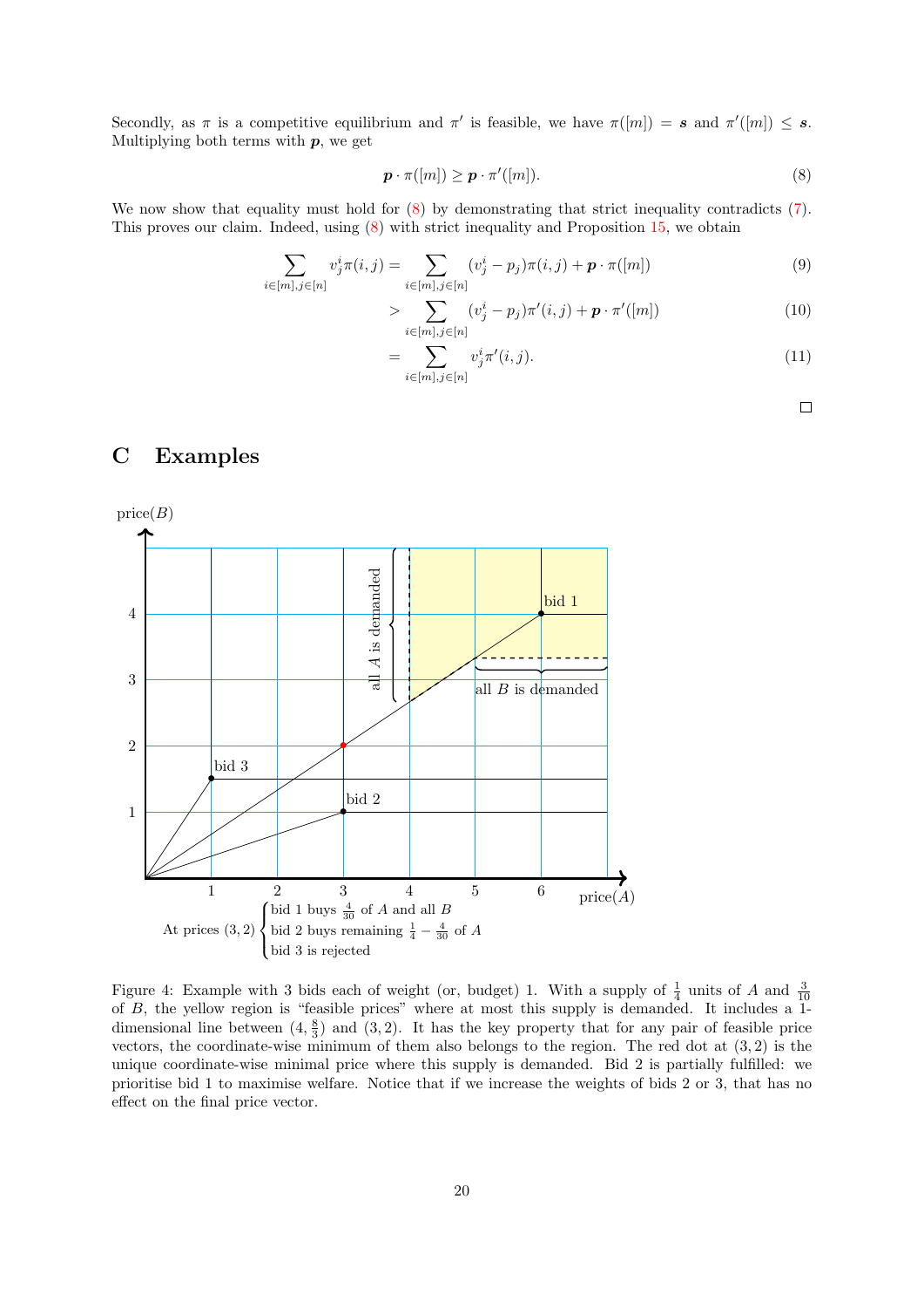Secondly, as $\pi$ is a competitive equilibrium and $\pi'$ is feasible, we have $\pi([m]) = \boldsymbol{s}$ and $\pi'([m]) \leq \boldsymbol{s}$. Multiplying both terms with $\boldsymbol{p}$, we get

$$\boldsymbol{p} \cdot \pi([m]) \geq \boldsymbol{p} \cdot \pi'([m]). \tag{8}$$

We now show that equality must hold for (8) by demonstrating that strict inequality contradicts (7). This proves our claim. Indeed, using (8) with strict inequality and Proposition 15, we obtain

$$\sum_{i\in[m],j\in[n]} v^i_j \pi(i,j) = \sum_{i\in[m],j\in[n]} (v^i_j - p_j)\pi(i,j) + \boldsymbol{p} \cdot \pi([m]) \tag{9}$$

$$> \sum_{i\in[m],j\in[n]} (v^i_j - p_j)\pi'(i,j) + \boldsymbol{p} \cdot \pi'([m]) \tag{10}$$

$$= \sum_{i\in[m],j\in[n]} v^i_j \pi'(i,j). \tag{11}$$

□

# C Examples

price($B$)

price($A$)

1 2 3 4 5 6

1 2 3 4

bid 1

bid 2

bid 3

all $A$ is demanded

all $B$ is demanded

At prices $(3, 2)$:
- bid 1 buys $\frac{4}{30}$ of $A$ and all $B$
- bid 2 buys remaining $\frac{1}{4} - \frac{4}{30}$ of $A$
- bid 3 is rejected

Figure 4: Example with 3 bids each of weight (or, budget) 1. With a supply of $\frac{1}{4}$ units of $A$ and $\frac{3}{10}$ of $B$, the yellow region is "feasible prices" where at most this supply is demanded. It includes a 1-dimensional line between $(4, \frac{8}{3})$ and $(3, 2)$. It has the key property that for any pair of feasible price vectors, the coordinate-wise minimum of them also belongs to the region. The red dot at $(3, 2)$ is the unique coordinate-wise minimal price where this supply is demanded. Bid 2 is partially fulfilled: we prioritise bid 1 to maximise welfare. Notice that if we increase the weights of bids 2 or 3, that has no effect on the final price vector.